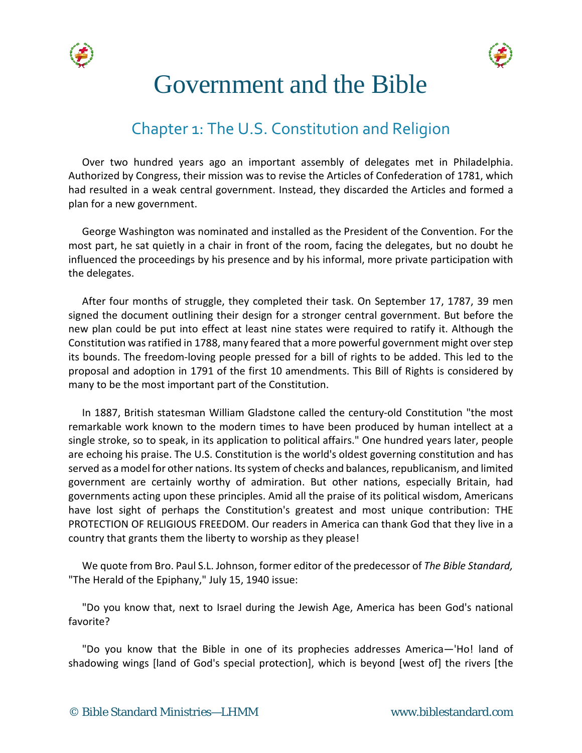# Government and the Bible

## Chapter 1: The U.S. Constitution and Religion

Over two hundred years ago an important assembly of delegates met in Philadelphia. Authorized by Congress, their mission was to revise the Articles of Confederation of 1781, which had resulted in a weak central government. Instead, they discarded the Articles and formed a plan for a new government.

George Washington was nominated and installed as the President of the Convention. For the most part, he sat quietly in a chair in front of the room, facing the delegates, but no doubt he influenced the proceedings by his presence and by his informal, more private participation with the delegates.

After four months of struggle, they completed their task. On September 17, 1787, 39 men signed the document outlining their design for a stronger central government. But before the new plan could be put into effect at least nine states were required to ratify it. Although the Constitution was ratified in 1788, many feared that a more powerful government might over step its bounds. The freedom-loving people pressed for a bill of rights to be added. This led to the proposal and adoption in 1791 of the first 10 amendments. This Bill of Rights is considered by many to be the most important part of the Constitution.

In 1887, British statesman William Gladstone called the century-old Constitution "the most remarkable work known to the modern times to have been produced by human intellect at a single stroke, so to speak, in its application to political affairs." One hundred years later, people are echoing his praise. The U.S. Constitution is the world's oldest governing constitution and has served as a model for other nations. Its system of checks and balances, republicanism, and limited government are certainly worthy of admiration. But other nations, especially Britain, had governments acting upon these principles. Amid all the praise of its political wisdom, Americans have lost sight of perhaps the Constitution's greatest and most unique contribution: THE PROTECTION OF RELIGIOUS FREEDOM. Our readers in America can thank God that they live in a country that grants them the liberty to worship as they please!

We quote from Bro. Paul S.L. Johnson, former editor of the predecessor of *The Bible Standard,* "The Herald of the Epiphany," July 15, 1940 issue:

"Do you know that, next to Israel during the Jewish Age, America has been God's national favorite?

"Do you know that the Bible in one of its prophecies addresses America—'Ho! land of shadowing wings [land of God's special protection], which is beyond [west of] the rivers [the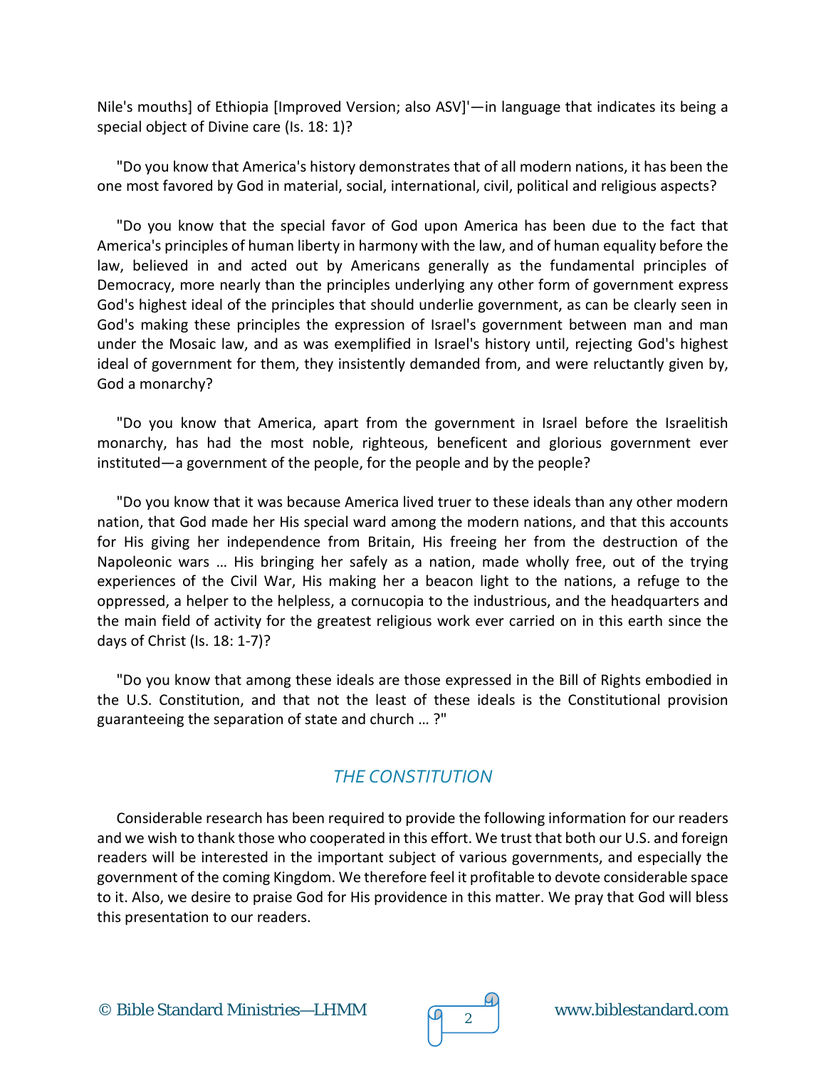Nile's mouths] of Ethiopia [Improved Version; also ASV]'—in language that indicates its being a special object of Divine care (Is. 18: 1)?

"Do you know that America's history demonstrates that of all modern nations, it has been the one most favored by God in material, social, international, civil, political and religious aspects?

"Do you know that the special favor of God upon America has been due to the fact that America's principles of human liberty in harmony with the law, and of human equality before the law, believed in and acted out by Americans generally as the fundamental principles of Democracy, more nearly than the principles underlying any other form of government express God's highest ideal of the principles that should underlie government, as can be clearly seen in God's making these principles the expression of Israel's government between man and man under the Mosaic law, and as was exemplified in Israel's history until, rejecting God's highest ideal of government for them, they insistently demanded from, and were reluctantly given by, God a monarchy?

"Do you know that America, apart from the government in Israel before the Israelitish monarchy, has had the most noble, righteous, beneficent and glorious government ever instituted—a government of the people, for the people and by the people?

"Do you know that it was because America lived truer to these ideals than any other modern nation, that God made her His special ward among the modern nations, and that this accounts for His giving her independence from Britain, His freeing her from the destruction of the Napoleonic wars … His bringing her safely as a nation, made wholly free, out of the trying experiences of the Civil War, His making her a beacon light to the nations, a refuge to the oppressed, a helper to the helpless, a cornucopia to the industrious, and the headquarters and the main field of activity for the greatest religious work ever carried on in this earth since the days of Christ (Is. 18: 1-7)?

"Do you know that among these ideals are those expressed in the Bill of Rights embodied in the U.S. Constitution, and that not the least of these ideals is the Constitutional provision guaranteeing the separation of state and church … ?"

## *THE CONSTITUTION*

Considerable research has been required to provide the following information for our readers and we wish to thank those who cooperated in this effort. We trust that both our U.S. and foreign readers will be interested in the important subject of various governments, and especially the government of the coming Kingdom. We therefore feel it profitable to devote considerable space to it. Also, we desire to praise God for His providence in this matter. We pray that God will bless this presentation to our readers.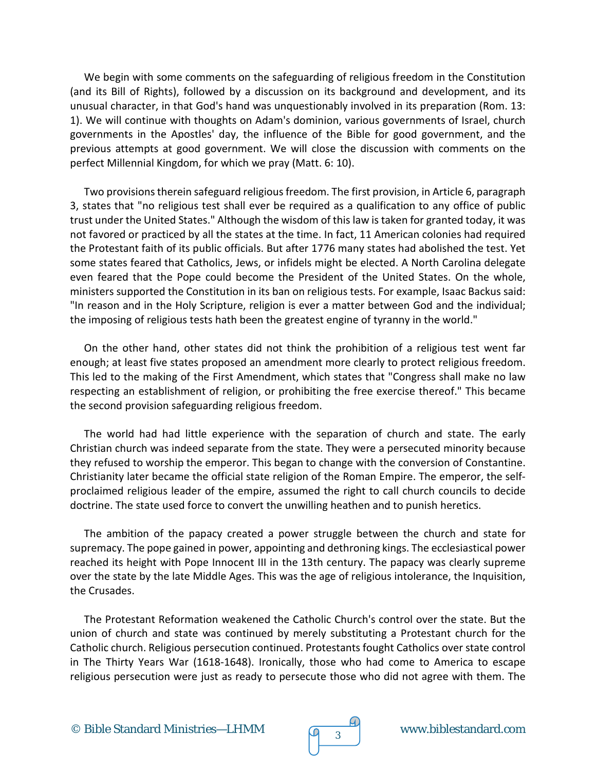We begin with some comments on the safeguarding of religious freedom in the Constitution (and its Bill of Rights), followed by a discussion on its background and development, and its unusual character, in that God's hand was unquestionably involved in its preparation (Rom. 13: 1). We will continue with thoughts on Adam's dominion, various governments of Israel, church governments in the Apostles' day, the influence of the Bible for good government, and the previous attempts at good government. We will close the discussion with comments on the perfect Millennial Kingdom, for which we pray (Matt. 6: 10).

Two provisions therein safeguard religious freedom. The first provision, in Article 6, paragraph 3, states that "no religious test shall ever be required as a qualification to any office of public trust under the United States." Although the wisdom of this law is taken for granted today, it was not favored or practiced by all the states at the time. In fact, 11 American colonies had required the Protestant faith of its public officials. But after 1776 many states had abolished the test. Yet some states feared that Catholics, Jews, or infidels might be elected. A North Carolina delegate even feared that the Pope could become the President of the United States. On the whole, ministers supported the Constitution in its ban on religious tests. For example, Isaac Backus said: "In reason and in the Holy Scripture, religion is ever a matter between God and the individual; the imposing of religious tests hath been the greatest engine of tyranny in the world."

On the other hand, other states did not think the prohibition of a religious test went far enough; at least five states proposed an amendment more clearly to protect religious freedom. This led to the making of the First Amendment, which states that "Congress shall make no law respecting an establishment of religion, or prohibiting the free exercise thereof." This became the second provision safeguarding religious freedom.

The world had had little experience with the separation of church and state. The early Christian church was indeed separate from the state. They were a persecuted minority because they refused to worship the emperor. This began to change with the conversion of Constantine. Christianity later became the official state religion of the Roman Empire. The emperor, the self-proclaimed religious leader of the empire, assumed the right to call church councils to decide doctrine. The state used force to convert the unwilling heathen and to punish heretics.

The ambition of the papacy created a power struggle between the church and state for supremacy. The pope gained in power, appointing and dethroning kings. The ecclesiastical power reached its height with Pope Innocent III in the 13th century. The papacy was clearly supreme over the state by the late Middle Ages. This was the age of religious intolerance, the Inquisition, the Crusades.

The Protestant Reformation weakened the Catholic Church's control over the state. But the union of church and state was continued by merely substituting a Protestant church for the Catholic church. Religious persecution continued. Protestants fought Catholics over state control in The Thirty Years War (1618-1648). Ironically, those who had come to America to escape religious persecution were just as ready to persecute those who did not agree with them. The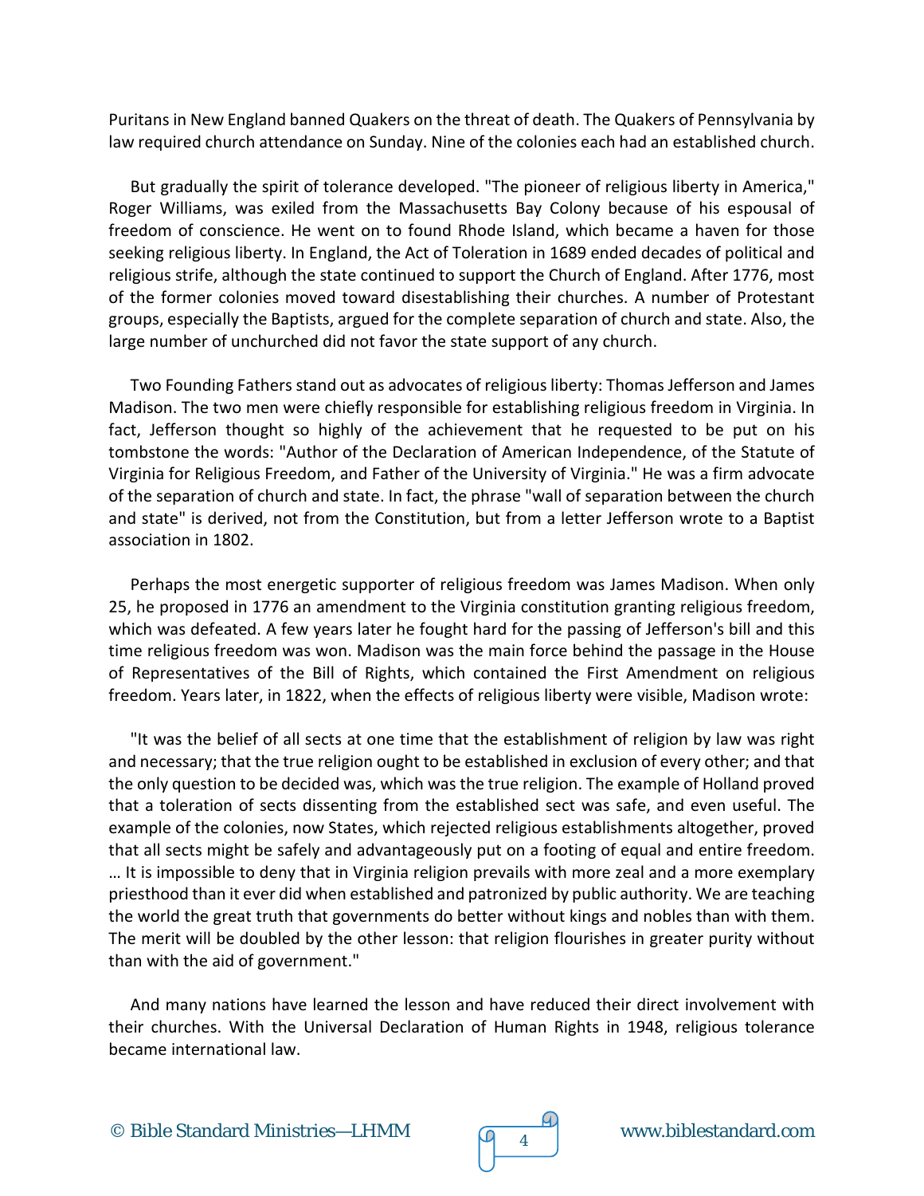Puritans in New England banned Quakers on the threat of death. The Quakers of Pennsylvania by law required church attendance on Sunday. Nine of the colonies each had an established church.

But gradually the spirit of tolerance developed. "The pioneer of religious liberty in America," Roger Williams, was exiled from the Massachusetts Bay Colony because of his espousal of freedom of conscience. He went on to found Rhode Island, which became a haven for those seeking religious liberty. In England, the Act of Toleration in 1689 ended decades of political and religious strife, although the state continued to support the Church of England. After 1776, most of the former colonies moved toward disestablishing their churches. A number of Protestant groups, especially the Baptists, argued for the complete separation of church and state. Also, the large number of unchurched did not favor the state support of any church.

Two Founding Fathers stand out as advocates of religious liberty: Thomas Jefferson and James Madison. The two men were chiefly responsible for establishing religious freedom in Virginia. In fact, Jefferson thought so highly of the achievement that he requested to be put on his tombstone the words: "Author of the Declaration of American Independence, of the Statute of Virginia for Religious Freedom, and Father of the University of Virginia." He was a firm advocate of the separation of church and state. In fact, the phrase "wall of separation between the church and state" is derived, not from the Constitution, but from a letter Jefferson wrote to a Baptist association in 1802.

Perhaps the most energetic supporter of religious freedom was James Madison. When only 25, he proposed in 1776 an amendment to the Virginia constitution granting religious freedom, which was defeated. A few years later he fought hard for the passing of Jefferson's bill and this time religious freedom was won. Madison was the main force behind the passage in the House of Representatives of the Bill of Rights, which contained the First Amendment on religious freedom. Years later, in 1822, when the effects of religious liberty were visible, Madison wrote:

"It was the belief of all sects at one time that the establishment of religion by law was right and necessary; that the true religion ought to be established in exclusion of every other; and that the only question to be decided was, which was the true religion. The example of Holland proved that a toleration of sects dissenting from the established sect was safe, and even useful. The example of the colonies, now States, which rejected religious establishments altogether, proved that all sects might be safely and advantageously put on a footing of equal and entire freedom. … It is impossible to deny that in Virginia religion prevails with more zeal and a more exemplary priesthood than it ever did when established and patronized by public authority. We are teaching the world the great truth that governments do better without kings and nobles than with them. The merit will be doubled by the other lesson: that religion flourishes in greater purity without than with the aid of government."

And many nations have learned the lesson and have reduced their direct involvement with their churches. With the Universal Declaration of Human Rights in 1948, religious tolerance became international law.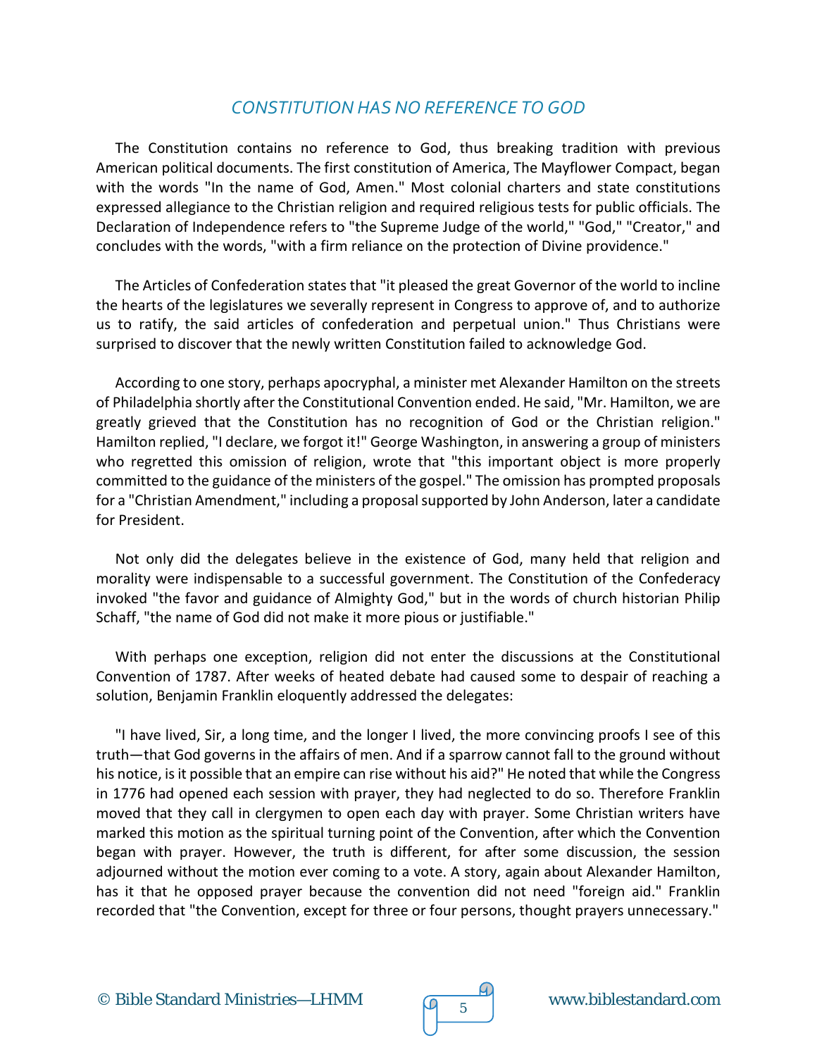## *CONSTITUTION HAS NO REFERENCE TO GOD*

The Constitution contains no reference to God, thus breaking tradition with previous American political documents. The first constitution of America, The Mayflower Compact, began with the words "In the name of God, Amen." Most colonial charters and state constitutions expressed allegiance to the Christian religion and required religious tests for public officials. The Declaration of Independence refers to "the Supreme Judge of the world," "God," "Creator," and concludes with the words, "with a firm reliance on the protection of Divine providence."

The Articles of Confederation states that "it pleased the great Governor of the world to incline the hearts of the legislatures we severally represent in Congress to approve of, and to authorize us to ratify, the said articles of confederation and perpetual union." Thus Christians were surprised to discover that the newly written Constitution failed to acknowledge God.

According to one story, perhaps apocryphal, a minister met Alexander Hamilton on the streets of Philadelphia shortly after the Constitutional Convention ended. He said, "Mr. Hamilton, we are greatly grieved that the Constitution has no recognition of God or the Christian religion." Hamilton replied, "I declare, we forgot it!" George Washington, in answering a group of ministers who regretted this omission of religion, wrote that "this important object is more properly committed to the guidance of the ministers of the gospel." The omission has prompted proposals for a "Christian Amendment," including a proposal supported by John Anderson, later a candidate for President.

Not only did the delegates believe in the existence of God, many held that religion and morality were indispensable to a successful government. The Constitution of the Confederacy invoked "the favor and guidance of Almighty God," but in the words of church historian Philip Schaff, "the name of God did not make it more pious or justifiable."

With perhaps one exception, religion did not enter the discussions at the Constitutional Convention of 1787. After weeks of heated debate had caused some to despair of reaching a solution, Benjamin Franklin eloquently addressed the delegates:

"I have lived, Sir, a long time, and the longer I lived, the more convincing proofs I see of this truth—that God governs in the affairs of men. And if a sparrow cannot fall to the ground without his notice, is it possible that an empire can rise without his aid?" He noted that while the Congress in 1776 had opened each session with prayer, they had neglected to do so. Therefore Franklin moved that they call in clergymen to open each day with prayer. Some Christian writers have marked this motion as the spiritual turning point of the Convention, after which the Convention began with prayer. However, the truth is different, for after some discussion, the session adjourned without the motion ever coming to a vote. A story, again about Alexander Hamilton, has it that he opposed prayer because the convention did not need "foreign aid." Franklin recorded that "the Convention, except for three or four persons, thought prayers unnecessary."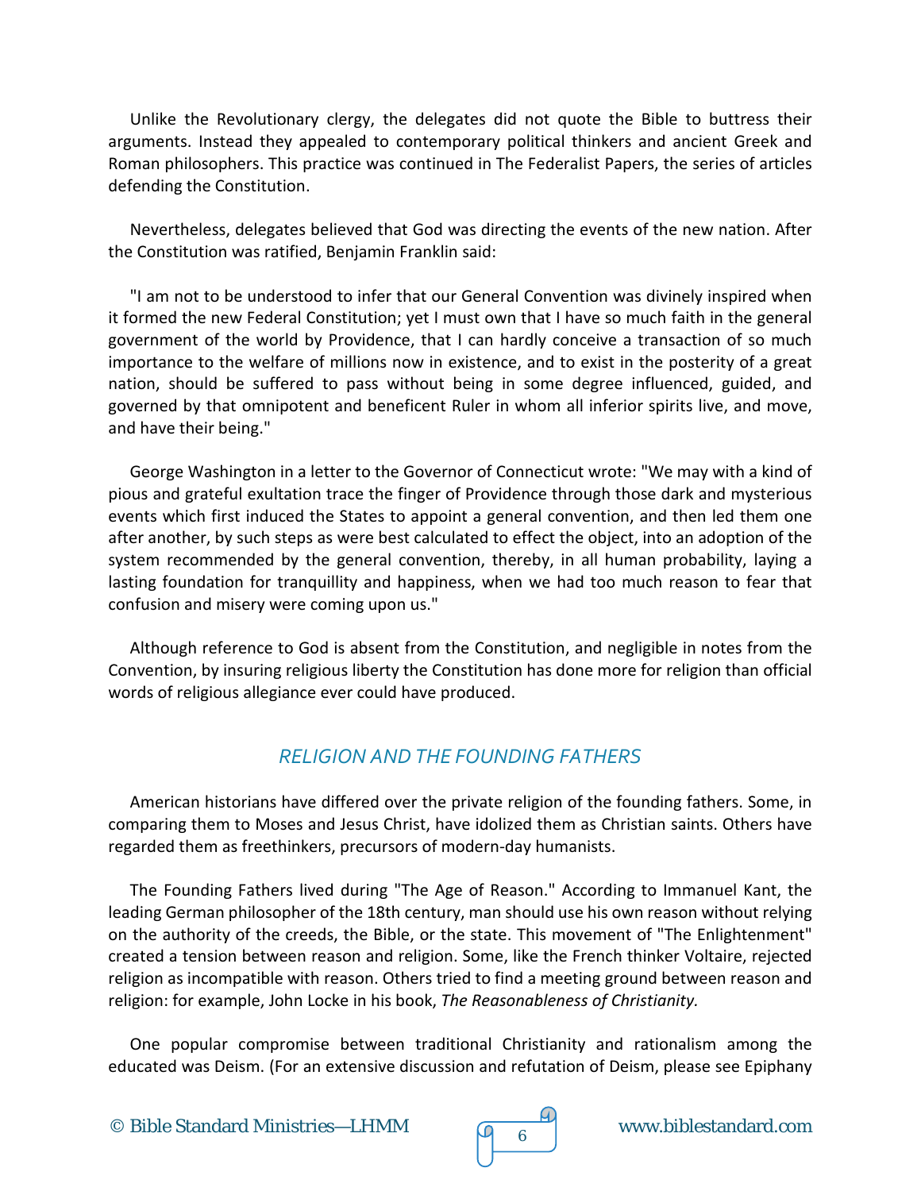Unlike the Revolutionary clergy, the delegates did not quote the Bible to buttress their arguments. Instead they appealed to contemporary political thinkers and ancient Greek and Roman philosophers. This practice was continued in The Federalist Papers, the series of articles defending the Constitution.

Nevertheless, delegates believed that God was directing the events of the new nation. After the Constitution was ratified, Benjamin Franklin said:

"I am not to be understood to infer that our General Convention was divinely inspired when it formed the new Federal Constitution; yet I must own that I have so much faith in the general government of the world by Providence, that I can hardly conceive a transaction of so much importance to the welfare of millions now in existence, and to exist in the posterity of a great nation, should be suffered to pass without being in some degree influenced, guided, and governed by that omnipotent and beneficent Ruler in whom all inferior spirits live, and move, and have their being."

George Washington in a letter to the Governor of Connecticut wrote: "We may with a kind of pious and grateful exultation trace the finger of Providence through those dark and mysterious events which first induced the States to appoint a general convention, and then led them one after another, by such steps as were best calculated to effect the object, into an adoption of the system recommended by the general convention, thereby, in all human probability, laying a lasting foundation for tranquillity and happiness, when we had too much reason to fear that confusion and misery were coming upon us."

Although reference to God is absent from the Constitution, and negligible in notes from the Convention, by insuring religious liberty the Constitution has done more for religion than official words of religious allegiance ever could have produced.

## *RELIGION AND THE FOUNDING FATHERS*

American historians have differed over the private religion of the founding fathers. Some, in comparing them to Moses and Jesus Christ, have idolized them as Christian saints. Others have regarded them as freethinkers, precursors of modern-day humanists.

The Founding Fathers lived during "The Age of Reason." According to Immanuel Kant, the leading German philosopher of the 18th century, man should use his own reason without relying on the authority of the creeds, the Bible, or the state. This movement of "The Enlightenment" created a tension between reason and religion. Some, like the French thinker Voltaire, rejected religion as incompatible with reason. Others tried to find a meeting ground between reason and religion: for example, John Locke in his book, *The Reasonableness of Christianity.*

One popular compromise between traditional Christianity and rationalism among the educated was Deism. (For an extensive discussion and refutation of Deism, please see Epiphany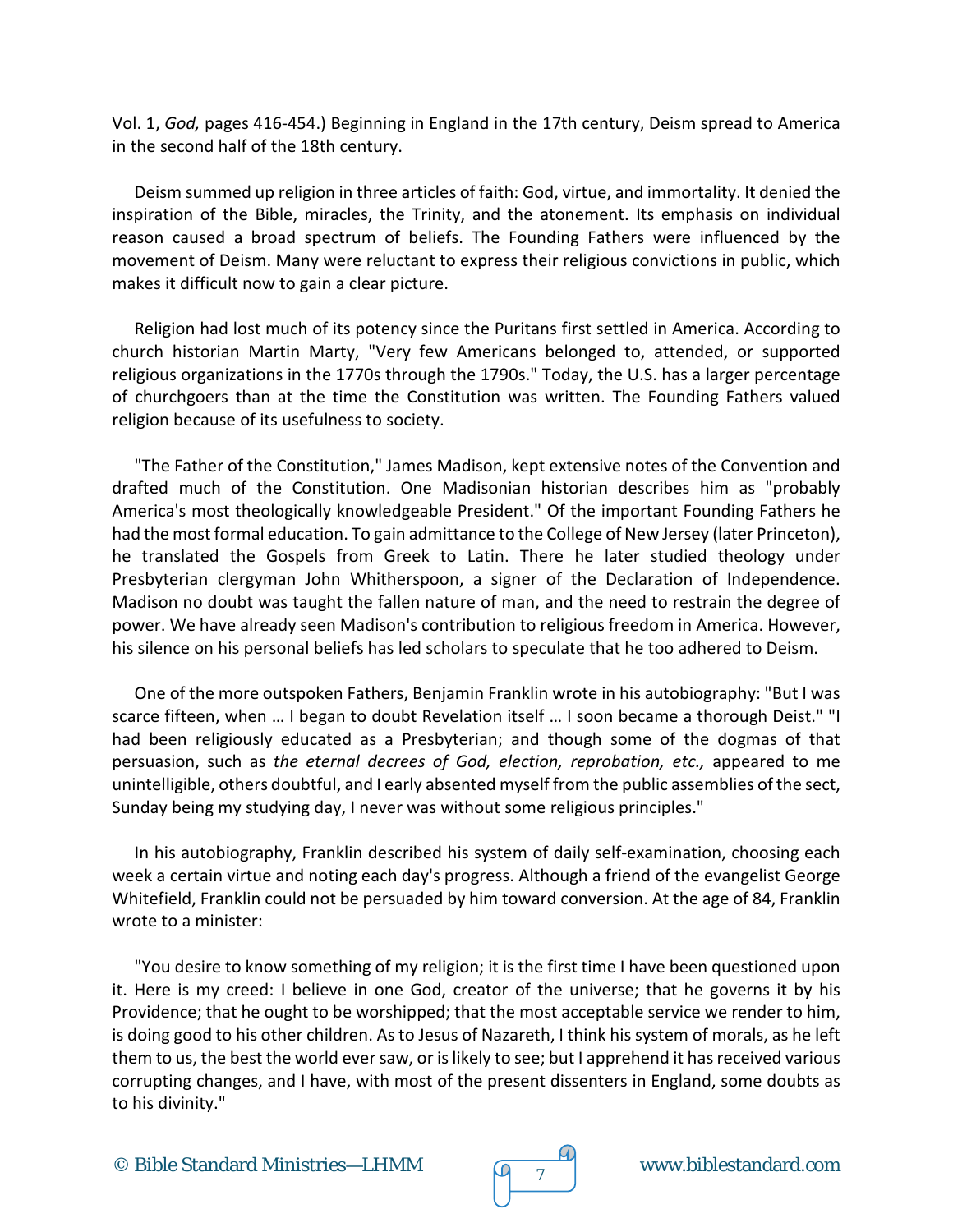Vol. 1, *God,* pages 416-454.) Beginning in England in the 17th century, Deism spread to America in the second half of the 18th century.

Deism summed up religion in three articles of faith: God, virtue, and immortality. It denied the inspiration of the Bible, miracles, the Trinity, and the atonement. Its emphasis on individual reason caused a broad spectrum of beliefs. The Founding Fathers were influenced by the movement of Deism. Many were reluctant to express their religious convictions in public, which makes it difficult now to gain a clear picture.

Religion had lost much of its potency since the Puritans first settled in America. According to church historian Martin Marty, "Very few Americans belonged to, attended, or supported religious organizations in the 1770s through the 1790s." Today, the U.S. has a larger percentage of churchgoers than at the time the Constitution was written. The Founding Fathers valued religion because of its usefulness to society.

"The Father of the Constitution," James Madison, kept extensive notes of the Convention and drafted much of the Constitution. One Madisonian historian describes him as "probably America's most theologically knowledgeable President." Of the important Founding Fathers he had the most formal education. To gain admittance to the College of New Jersey (later Princeton), he translated the Gospels from Greek to Latin. There he later studied theology under Presbyterian clergyman John Whitherspoon, a signer of the Declaration of Independence. Madison no doubt was taught the fallen nature of man, and the need to restrain the degree of power. We have already seen Madison's contribution to religious freedom in America. However, his silence on his personal beliefs has led scholars to speculate that he too adhered to Deism.

One of the more outspoken Fathers, Benjamin Franklin wrote in his autobiography: "But I was scarce fifteen, when … I began to doubt Revelation itself … I soon became a thorough Deist." "I had been religiously educated as a Presbyterian; and though some of the dogmas of that persuasion, such as *the eternal decrees of God, election, reprobation, etc.,* appeared to me unintelligible, others doubtful, and I early absented myself from the public assemblies of the sect, Sunday being my studying day, I never was without some religious principles."

In his autobiography, Franklin described his system of daily self-examination, choosing each week a certain virtue and noting each day's progress. Although a friend of the evangelist George Whitefield, Franklin could not be persuaded by him toward conversion. At the age of 84, Franklin wrote to a minister:

"You desire to know something of my religion; it is the first time I have been questioned upon it. Here is my creed: I believe in one God, creator of the universe; that he governs it by his Providence; that he ought to be worshipped; that the most acceptable service we render to him, is doing good to his other children. As to Jesus of Nazareth, I think his system of morals, as he left them to us, the best the world ever saw, or is likely to see; but I apprehend it has received various corrupting changes, and I have, with most of the present dissenters in England, some doubts as to his divinity."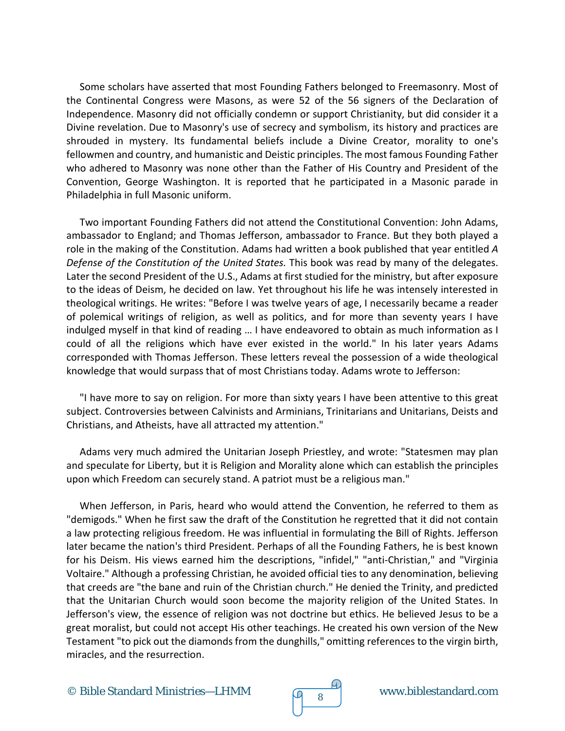Some scholars have asserted that most Founding Fathers belonged to Freemasonry. Most of the Continental Congress were Masons, as were 52 of the 56 signers of the Declaration of Independence. Masonry did not officially condemn or support Christianity, but did consider it a Divine revelation. Due to Masonry's use of secrecy and symbolism, its history and practices are shrouded in mystery. Its fundamental beliefs include a Divine Creator, morality to one's fellowmen and country, and humanistic and Deistic principles. The most famous Founding Father who adhered to Masonry was none other than the Father of His Country and President of the Convention, George Washington. It is reported that he participated in a Masonic parade in Philadelphia in full Masonic uniform.

Two important Founding Fathers did not attend the Constitutional Convention: John Adams, ambassador to England; and Thomas Jefferson, ambassador to France. But they both played a role in the making of the Constitution. Adams had written a book published that year entitled *A Defense of the Constitution of the United States.* This book was read by many of the delegates. Later the second President of the U.S., Adams at first studied for the ministry, but after exposure to the ideas of Deism, he decided on law. Yet throughout his life he was intensely interested in theological writings. He writes: "Before I was twelve years of age, I necessarily became a reader of polemical writings of religion, as well as politics, and for more than seventy years I have indulged myself in that kind of reading … I have endeavored to obtain as much information as I could of all the religions which have ever existed in the world." In his later years Adams corresponded with Thomas Jefferson. These letters reveal the possession of a wide theological knowledge that would surpass that of most Christians today. Adams wrote to Jefferson:

"I have more to say on religion. For more than sixty years I have been attentive to this great subject. Controversies between Calvinists and Arminians, Trinitarians and Unitarians, Deists and Christians, and Atheists, have all attracted my attention."

Adams very much admired the Unitarian Joseph Priestley, and wrote: "Statesmen may plan and speculate for Liberty, but it is Religion and Morality alone which can establish the principles upon which Freedom can securely stand. A patriot must be a religious man."

When Jefferson, in Paris, heard who would attend the Convention, he referred to them as "demigods." When he first saw the draft of the Constitution he regretted that it did not contain a law protecting religious freedom. He was influential in formulating the Bill of Rights. Jefferson later became the nation's third President. Perhaps of all the Founding Fathers, he is best known for his Deism. His views earned him the descriptions, "infidel," "anti-Christian," and "Virginia Voltaire." Although a professing Christian, he avoided official ties to any denomination, believing that creeds are "the bane and ruin of the Christian church." He denied the Trinity, and predicted that the Unitarian Church would soon become the majority religion of the United States. In Jefferson's view, the essence of religion was not doctrine but ethics. He believed Jesus to be a great moralist, but could not accept His other teachings. He created his own version of the New Testament "to pick out the diamonds from the dunghills," omitting references to the virgin birth, miracles, and the resurrection.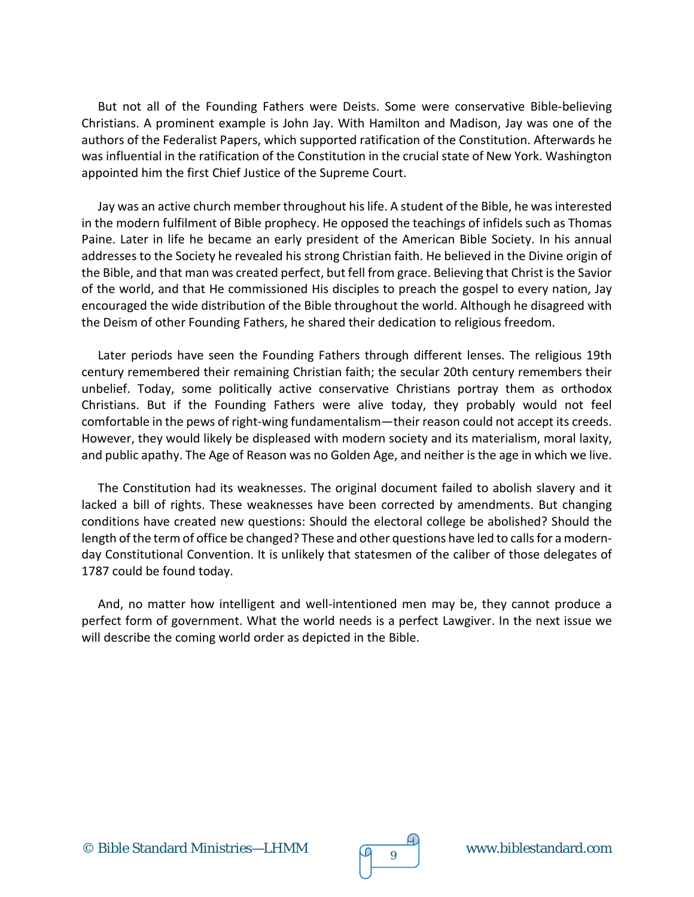But not all of the Founding Fathers were Deists. Some were conservative Bible-believing Christians. A prominent example is John Jay. With Hamilton and Madison, Jay was one of the authors of the Federalist Papers, which supported ratification of the Constitution. Afterwards he was influential in the ratification of the Constitution in the crucial state of New York. Washington appointed him the first Chief Justice of the Supreme Court.

Jay was an active church member throughout his life. A student of the Bible, he was interested in the modern fulfilment of Bible prophecy. He opposed the teachings of infidels such as Thomas Paine. Later in life he became an early president of the American Bible Society. In his annual addresses to the Society he revealed his strong Christian faith. He believed in the Divine origin of the Bible, and that man was created perfect, but fell from grace. Believing that Christ is the Savior of the world, and that He commissioned His disciples to preach the gospel to every nation, Jay encouraged the wide distribution of the Bible throughout the world. Although he disagreed with the Deism of other Founding Fathers, he shared their dedication to religious freedom.

Later periods have seen the Founding Fathers through different lenses. The religious 19th century remembered their remaining Christian faith; the secular 20th century remembers their unbelief. Today, some politically active conservative Christians portray them as orthodox Christians. But if the Founding Fathers were alive today, they probably would not feel comfortable in the pews of right-wing fundamentalism—their reason could not accept its creeds. However, they would likely be displeased with modern society and its materialism, moral laxity, and public apathy. The Age of Reason was no Golden Age, and neither is the age in which we live.

The Constitution had its weaknesses. The original document failed to abolish slavery and it lacked a bill of rights. These weaknesses have been corrected by amendments. But changing conditions have created new questions: Should the electoral college be abolished? Should the length of the term of office be changed? These and other questions have led to calls for a modern-day Constitutional Convention. It is unlikely that statesmen of the caliber of those delegates of 1787 could be found today.

And, no matter how intelligent and well-intentioned men may be, they cannot produce a perfect form of government. What the world needs is a perfect Lawgiver. In the next issue we will describe the coming world order as depicted in the Bible.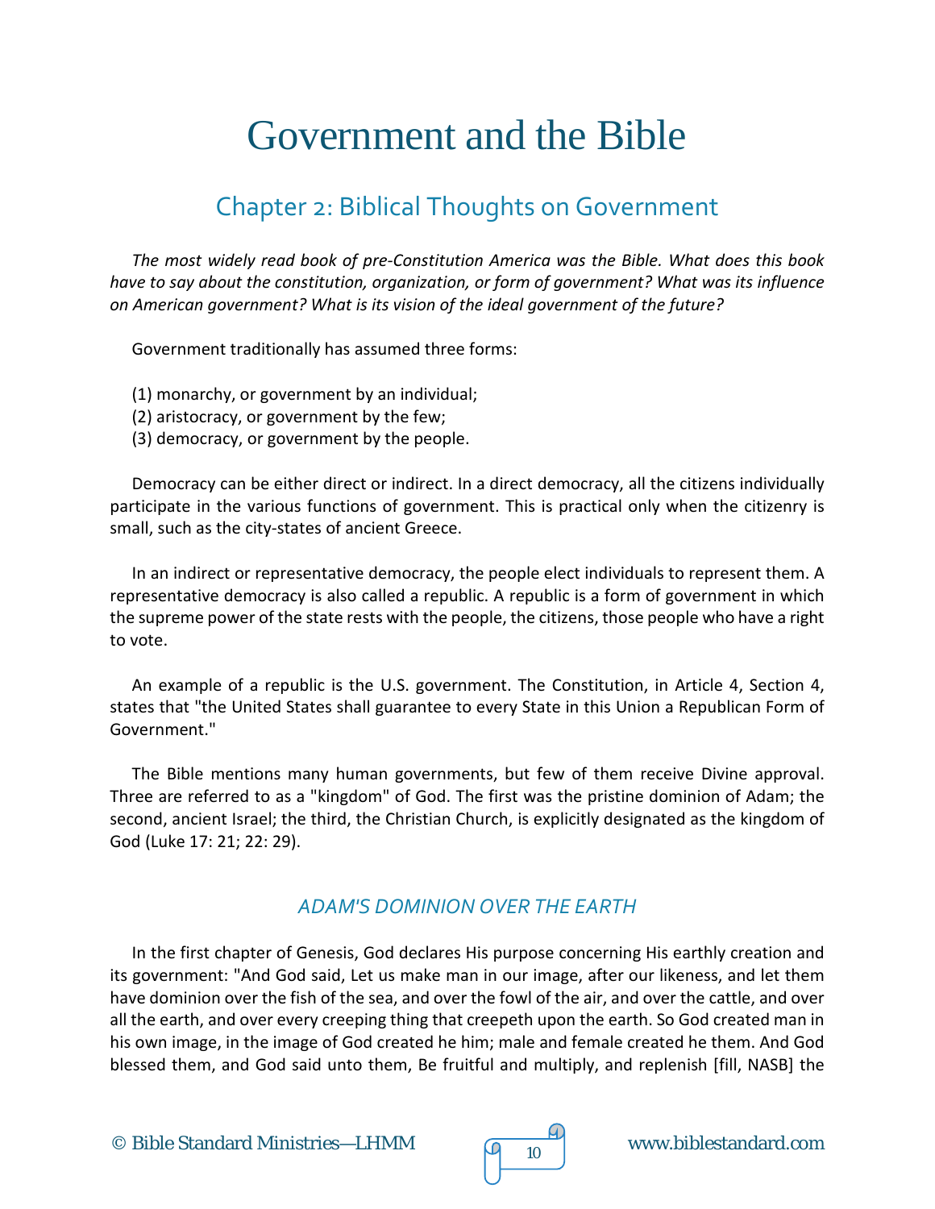# Government and the Bible

## Chapter 2: Biblical Thoughts on Government

*The most widely read book of pre-Constitution America was the Bible. What does this book have to say about the constitution, organization, or form of government? What was its influence on American government? What is its vision of the ideal government of the future?*

Government traditionally has assumed three forms:

(1) monarchy, or government by an individual;
(2) aristocracy, or government by the few;
(3) democracy, or government by the people.

Democracy can be either direct or indirect. In a direct democracy, all the citizens individually participate in the various functions of government. This is practical only when the citizenry is small, such as the city-states of ancient Greece.

In an indirect or representative democracy, the people elect individuals to represent them. A representative democracy is also called a republic. A republic is a form of government in which the supreme power of the state rests with the people, the citizens, those people who have a right to vote.

An example of a republic is the U.S. government. The Constitution, in Article 4, Section 4, states that "the United States shall guarantee to every State in this Union a Republican Form of Government."

The Bible mentions many human governments, but few of them receive Divine approval. Three are referred to as a "kingdom" of God. The first was the pristine dominion of Adam; the second, ancient Israel; the third, the Christian Church, is explicitly designated as the kingdom of God (Luke 17: 21; 22: 29).

### *ADAM'S DOMINION OVER THE EARTH*

In the first chapter of Genesis, God declares His purpose concerning His earthly creation and its government: "And God said, Let us make man in our image, after our likeness, and let them have dominion over the fish of the sea, and over the fowl of the air, and over the cattle, and over all the earth, and over every creeping thing that creepeth upon the earth. So God created man in his own image, in the image of God created he him; male and female created he them. And God blessed them, and God said unto them, Be fruitful and multiply, and replenish [fill, NASB] the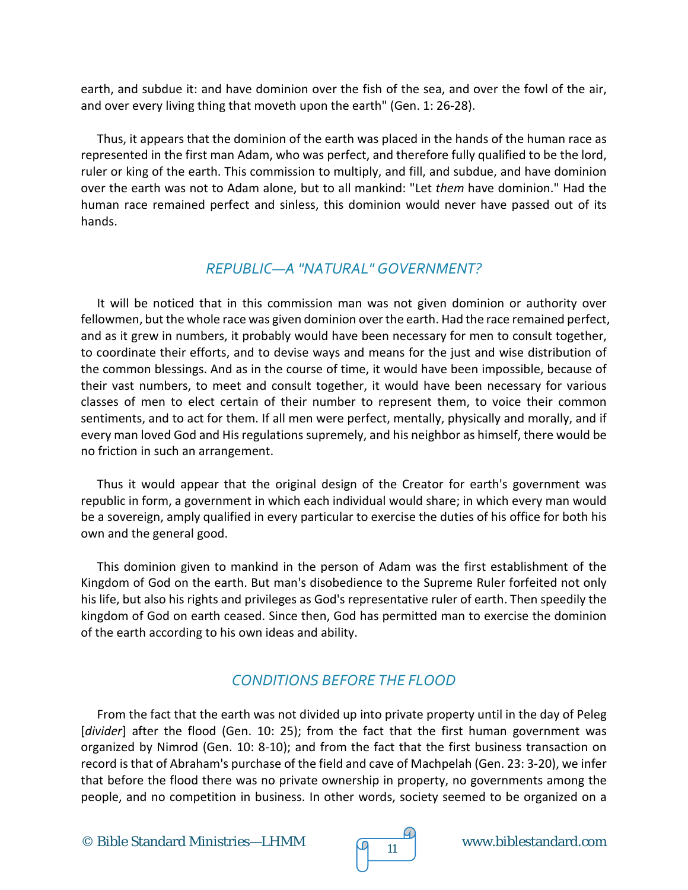earth, and subdue it: and have dominion over the fish of the sea, and over the fowl of the air, and over every living thing that moveth upon the earth" (Gen. 1: 26-28).

Thus, it appears that the dominion of the earth was placed in the hands of the human race as represented in the first man Adam, who was perfect, and therefore fully qualified to be the lord, ruler or king of the earth. This commission to multiply, and fill, and subdue, and have dominion over the earth was not to Adam alone, but to all mankind: "Let *them* have dominion." Had the human race remained perfect and sinless, this dominion would never have passed out of its hands.

## *REPUBLIC—A "NATURAL" GOVERNMENT?*

It will be noticed that in this commission man was not given dominion or authority over fellowmen, but the whole race was given dominion over the earth. Had the race remained perfect, and as it grew in numbers, it probably would have been necessary for men to consult together, to coordinate their efforts, and to devise ways and means for the just and wise distribution of the common blessings. And as in the course of time, it would have been impossible, because of their vast numbers, to meet and consult together, it would have been necessary for various classes of men to elect certain of their number to represent them, to voice their common sentiments, and to act for them. If all men were perfect, mentally, physically and morally, and if every man loved God and His regulations supremely, and his neighbor as himself, there would be no friction in such an arrangement.

Thus it would appear that the original design of the Creator for earth's government was republic in form, a government in which each individual would share; in which every man would be a sovereign, amply qualified in every particular to exercise the duties of his office for both his own and the general good.

This dominion given to mankind in the person of Adam was the first establishment of the Kingdom of God on the earth. But man's disobedience to the Supreme Ruler forfeited not only his life, but also his rights and privileges as God's representative ruler of earth. Then speedily the kingdom of God on earth ceased. Since then, God has permitted man to exercise the dominion of the earth according to his own ideas and ability.

## *CONDITIONS BEFORE THE FLOOD*

From the fact that the earth was not divided up into private property until in the day of Peleg [*divider*] after the flood (Gen. 10: 25); from the fact that the first human government was organized by Nimrod (Gen. 10: 8-10); and from the fact that the first business transaction on record is that of Abraham's purchase of the field and cave of Machpelah (Gen. 23: 3-20), we infer that before the flood there was no private ownership in property, no governments among the people, and no competition in business. In other words, society seemed to be organized on a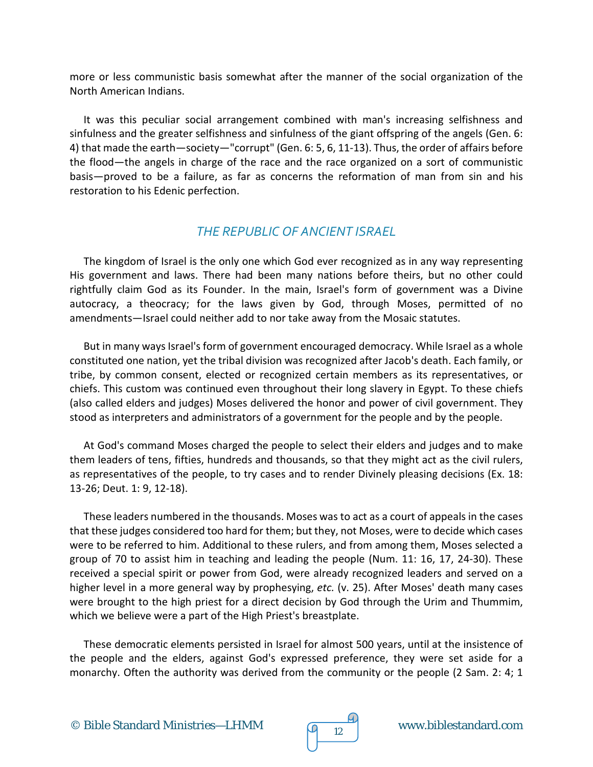more or less communistic basis somewhat after the manner of the social organization of the North American Indians.

It was this peculiar social arrangement combined with man's increasing selfishness and sinfulness and the greater selfishness and sinfulness of the giant offspring of the angels (Gen. 6: 4) that made the earth—society—"corrupt" (Gen. 6: 5, 6, 11-13). Thus, the order of affairs before the flood—the angels in charge of the race and the race organized on a sort of communistic basis—proved to be a failure, as far as concerns the reformation of man from sin and his restoration to his Edenic perfection.

## *THE REPUBLIC OF ANCIENT ISRAEL*

The kingdom of Israel is the only one which God ever recognized as in any way representing His government and laws. There had been many nations before theirs, but no other could rightfully claim God as its Founder. In the main, Israel's form of government was a Divine autocracy, a theocracy; for the laws given by God, through Moses, permitted of no amendments—Israel could neither add to nor take away from the Mosaic statutes.

But in many ways Israel's form of government encouraged democracy. While Israel as a whole constituted one nation, yet the tribal division was recognized after Jacob's death. Each family, or tribe, by common consent, elected or recognized certain members as its representatives, or chiefs. This custom was continued even throughout their long slavery in Egypt. To these chiefs (also called elders and judges) Moses delivered the honor and power of civil government. They stood as interpreters and administrators of a government for the people and by the people.

At God's command Moses charged the people to select their elders and judges and to make them leaders of tens, fifties, hundreds and thousands, so that they might act as the civil rulers, as representatives of the people, to try cases and to render Divinely pleasing decisions (Ex. 18: 13-26; Deut. 1: 9, 12-18).

These leaders numbered in the thousands. Moses was to act as a court of appeals in the cases that these judges considered too hard for them; but they, not Moses, were to decide which cases were to be referred to him. Additional to these rulers, and from among them, Moses selected a group of 70 to assist him in teaching and leading the people (Num. 11: 16, 17, 24-30). These received a special spirit or power from God, were already recognized leaders and served on a higher level in a more general way by prophesying, *etc.* (v. 25). After Moses' death many cases were brought to the high priest for a direct decision by God through the Urim and Thummim, which we believe were a part of the High Priest's breastplate.

These democratic elements persisted in Israel for almost 500 years, until at the insistence of the people and the elders, against God's expressed preference, they were set aside for a monarchy. Often the authority was derived from the community or the people (2 Sam. 2: 4; 1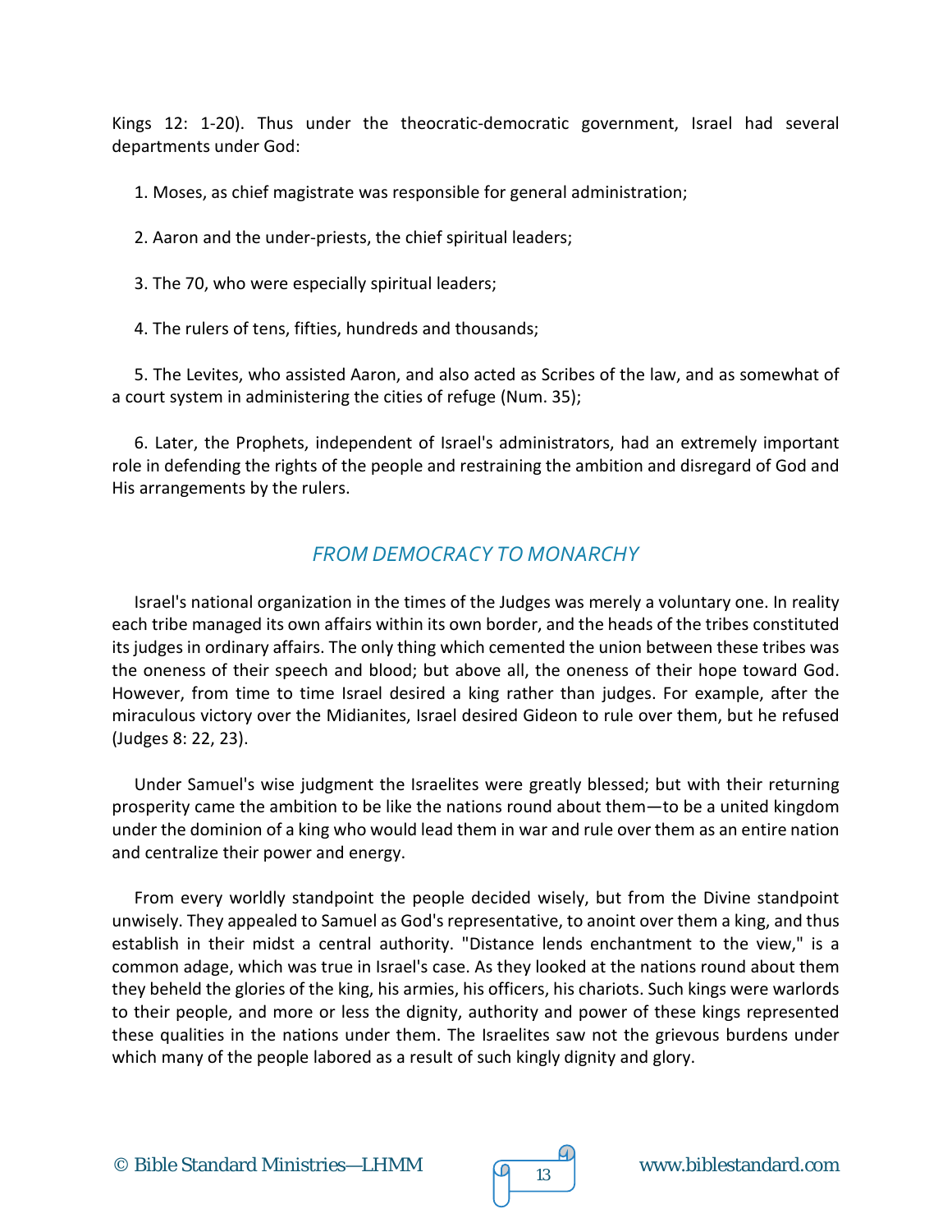Kings 12: 1-20). Thus under the theocratic-democratic government, Israel had several departments under God:

1. Moses, as chief magistrate was responsible for general administration;

2. Aaron and the under-priests, the chief spiritual leaders;

3. The 70, who were especially spiritual leaders;

4. The rulers of tens, fifties, hundreds and thousands;

5. The Levites, who assisted Aaron, and also acted as Scribes of the law, and as somewhat of a court system in administering the cities of refuge (Num. 35);

6. Later, the Prophets, independent of Israel's administrators, had an extremely important role in defending the rights of the people and restraining the ambition and disregard of God and His arrangements by the rulers.

## *FROM DEMOCRACY TO MONARCHY*

Israel's national organization in the times of the Judges was merely a voluntary one. In reality each tribe managed its own affairs within its own border, and the heads of the tribes constituted its judges in ordinary affairs. The only thing which cemented the union between these tribes was the oneness of their speech and blood; but above all, the oneness of their hope toward God. However, from time to time Israel desired a king rather than judges. For example, after the miraculous victory over the Midianites, Israel desired Gideon to rule over them, but he refused (Judges 8: 22, 23).

Under Samuel's wise judgment the Israelites were greatly blessed; but with their returning prosperity came the ambition to be like the nations round about them—to be a united kingdom under the dominion of a king who would lead them in war and rule over them as an entire nation and centralize their power and energy.

From every worldly standpoint the people decided wisely, but from the Divine standpoint unwisely. They appealed to Samuel as God's representative, to anoint over them a king, and thus establish in their midst a central authority. "Distance lends enchantment to the view," is a common adage, which was true in Israel's case. As they looked at the nations round about them they beheld the glories of the king, his armies, his officers, his chariots. Such kings were warlords to their people, and more or less the dignity, authority and power of these kings represented these qualities in the nations under them. The Israelites saw not the grievous burdens under which many of the people labored as a result of such kingly dignity and glory.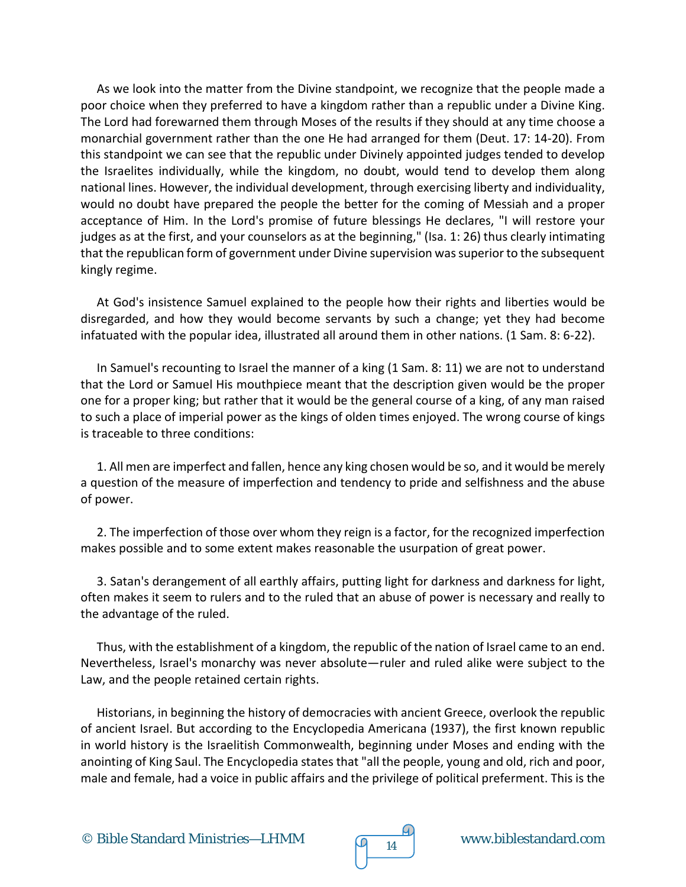As we look into the matter from the Divine standpoint, we recognize that the people made a poor choice when they preferred to have a kingdom rather than a republic under a Divine King. The Lord had forewarned them through Moses of the results if they should at any time choose a monarchial government rather than the one He had arranged for them (Deut. 17: 14-20). From this standpoint we can see that the republic under Divinely appointed judges tended to develop the Israelites individually, while the kingdom, no doubt, would tend to develop them along national lines. However, the individual development, through exercising liberty and individuality, would no doubt have prepared the people the better for the coming of Messiah and a proper acceptance of Him. In the Lord's promise of future blessings He declares, "I will restore your judges as at the first, and your counselors as at the beginning," (Isa. 1: 26) thus clearly intimating that the republican form of government under Divine supervision was superior to the subsequent kingly regime.

At God's insistence Samuel explained to the people how their rights and liberties would be disregarded, and how they would become servants by such a change; yet they had become infatuated with the popular idea, illustrated all around them in other nations. (1 Sam. 8: 6-22).

In Samuel's recounting to Israel the manner of a king (1 Sam. 8: 11) we are not to understand that the Lord or Samuel His mouthpiece meant that the description given would be the proper one for a proper king; but rather that it would be the general course of a king, of any man raised to such a place of imperial power as the kings of olden times enjoyed. The wrong course of kings is traceable to three conditions:

1. All men are imperfect and fallen, hence any king chosen would be so, and it would be merely a question of the measure of imperfection and tendency to pride and selfishness and the abuse of power.

2. The imperfection of those over whom they reign is a factor, for the recognized imperfection makes possible and to some extent makes reasonable the usurpation of great power.

3. Satan's derangement of all earthly affairs, putting light for darkness and darkness for light, often makes it seem to rulers and to the ruled that an abuse of power is necessary and really to the advantage of the ruled.

Thus, with the establishment of a kingdom, the republic of the nation of Israel came to an end. Nevertheless, Israel's monarchy was never absolute—ruler and ruled alike were subject to the Law, and the people retained certain rights.

Historians, in beginning the history of democracies with ancient Greece, overlook the republic of ancient Israel. But according to the Encyclopedia Americana (1937), the first known republic in world history is the Israelitish Commonwealth, beginning under Moses and ending with the anointing of King Saul. The Encyclopedia states that "all the people, young and old, rich and poor, male and female, had a voice in public affairs and the privilege of political preferment. This is the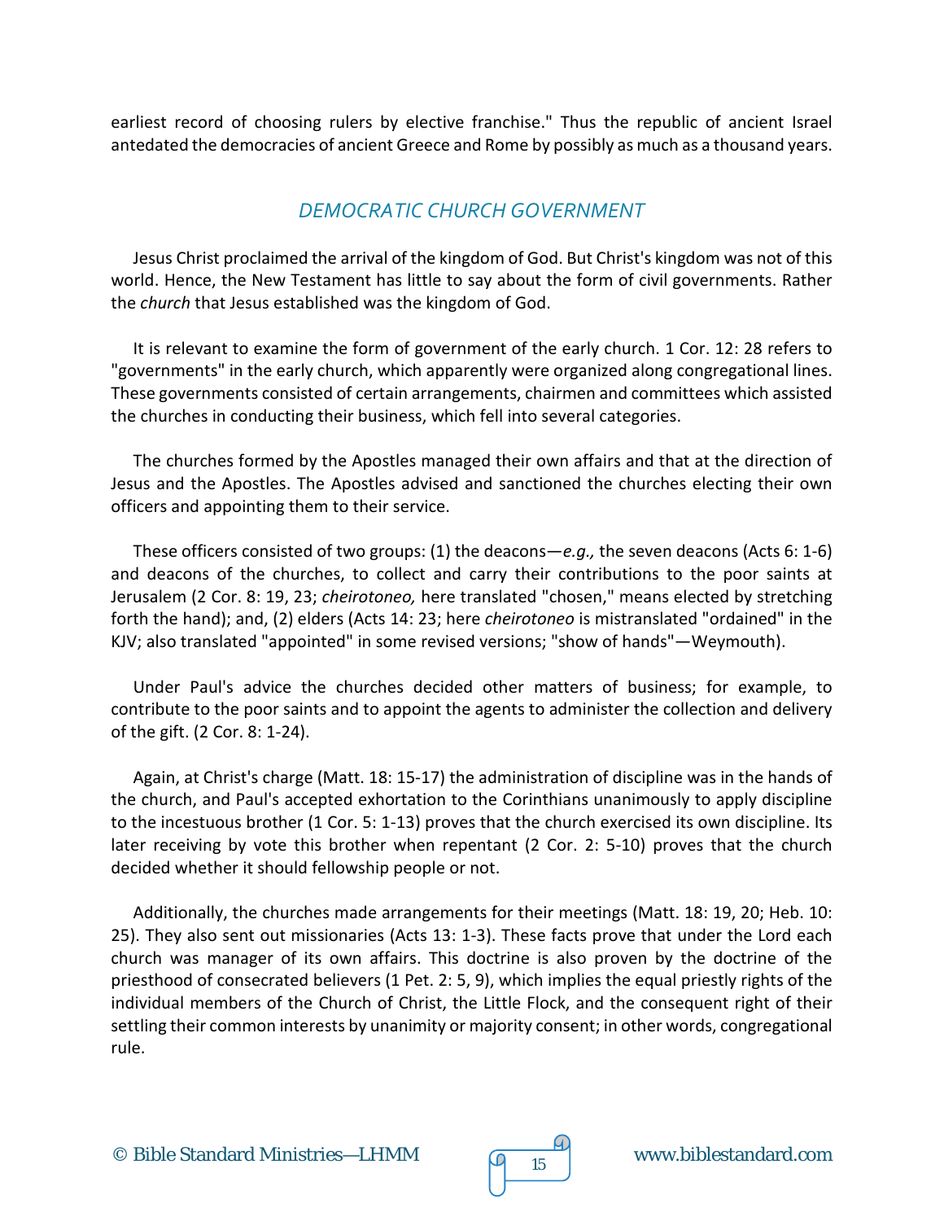earliest record of choosing rulers by elective franchise." Thus the republic of ancient Israel antedated the democracies of ancient Greece and Rome by possibly as much as a thousand years.

## *DEMOCRATIC CHURCH GOVERNMENT*

Jesus Christ proclaimed the arrival of the kingdom of God. But Christ's kingdom was not of this world. Hence, the New Testament has little to say about the form of civil governments. Rather the *church* that Jesus established was the kingdom of God.

It is relevant to examine the form of government of the early church. 1 Cor. 12: 28 refers to "governments" in the early church, which apparently were organized along congregational lines. These governments consisted of certain arrangements, chairmen and committees which assisted the churches in conducting their business, which fell into several categories.

The churches formed by the Apostles managed their own affairs and that at the direction of Jesus and the Apostles. The Apostles advised and sanctioned the churches electing their own officers and appointing them to their service.

These officers consisted of two groups: (1) the deacons—*e.g.,* the seven deacons (Acts 6: 1-6) and deacons of the churches, to collect and carry their contributions to the poor saints at Jerusalem (2 Cor. 8: 19, 23; *cheirotoneo,* here translated "chosen," means elected by stretching forth the hand); and, (2) elders (Acts 14: 23; here *cheirotoneo* is mistranslated "ordained" in the KJV; also translated "appointed" in some revised versions; "show of hands"—Weymouth).

Under Paul's advice the churches decided other matters of business; for example, to contribute to the poor saints and to appoint the agents to administer the collection and delivery of the gift. (2 Cor. 8: 1-24).

Again, at Christ's charge (Matt. 18: 15-17) the administration of discipline was in the hands of the church, and Paul's accepted exhortation to the Corinthians unanimously to apply discipline to the incestuous brother (1 Cor. 5: 1-13) proves that the church exercised its own discipline. Its later receiving by vote this brother when repentant (2 Cor. 2: 5-10) proves that the church decided whether it should fellowship people or not.

Additionally, the churches made arrangements for their meetings (Matt. 18: 19, 20; Heb. 10: 25). They also sent out missionaries (Acts 13: 1-3). These facts prove that under the Lord each church was manager of its own affairs. This doctrine is also proven by the doctrine of the priesthood of consecrated believers (1 Pet. 2: 5, 9), which implies the equal priestly rights of the individual members of the Church of Christ, the Little Flock, and the consequent right of their settling their common interests by unanimity or majority consent; in other words, congregational rule.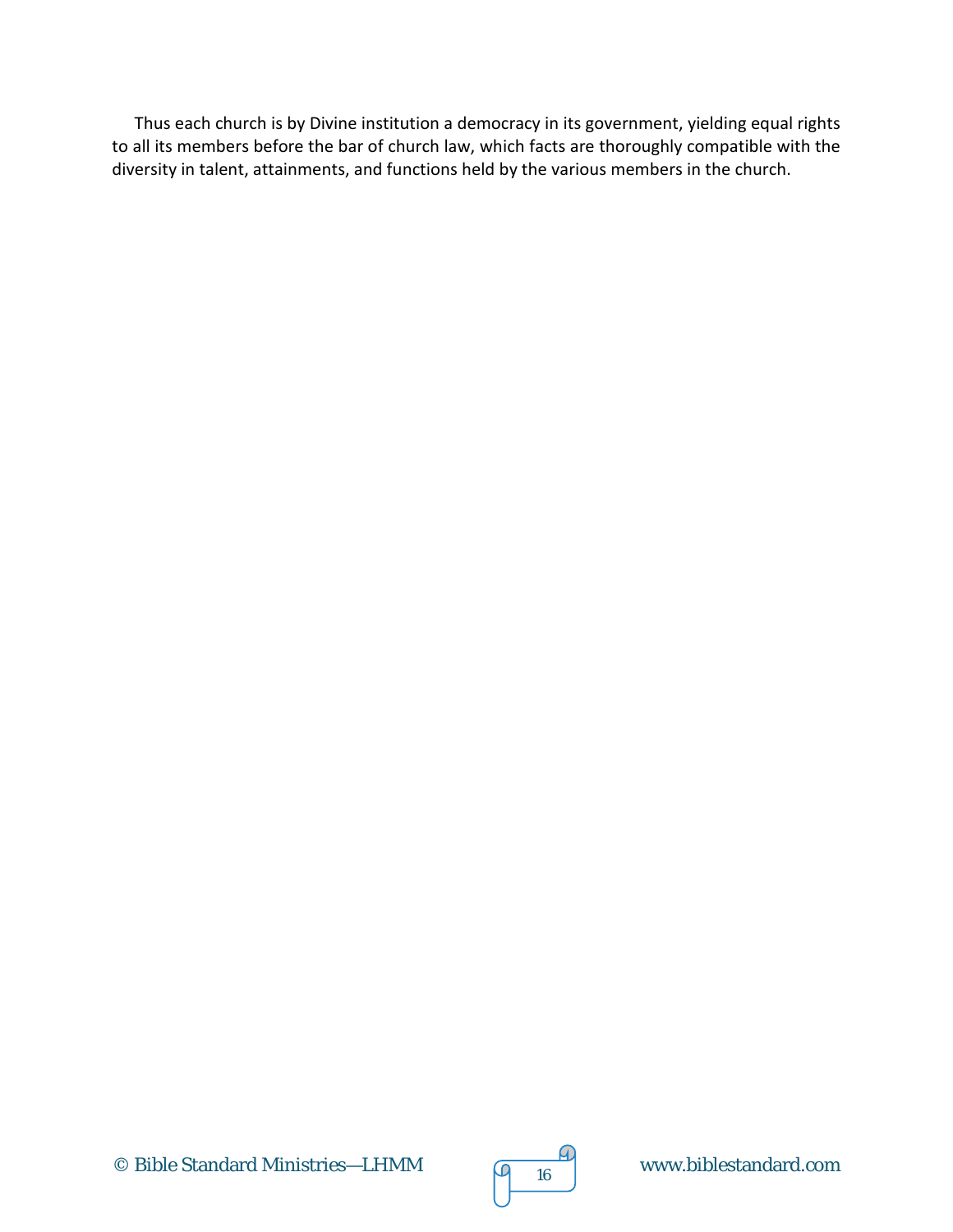Thus each church is by Divine institution a democracy in its government, yielding equal rights to all its members before the bar of church law, which facts are thoroughly compatible with the diversity in talent, attainments, and functions held by the various members in the church.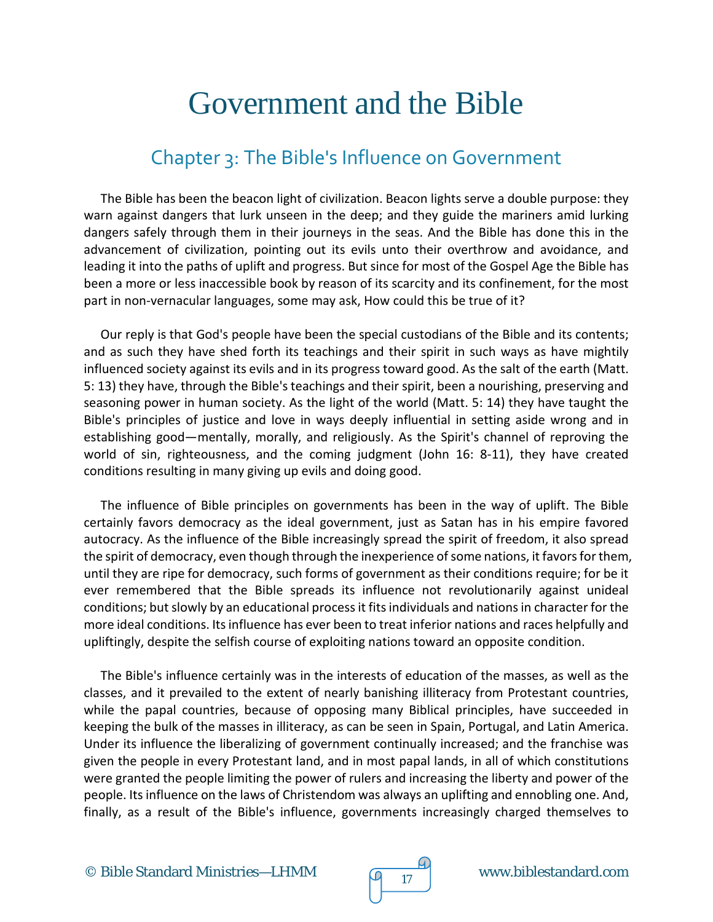# Government and the Bible

## Chapter 3: The Bible's Influence on Government

The Bible has been the beacon light of civilization. Beacon lights serve a double purpose: they warn against dangers that lurk unseen in the deep; and they guide the mariners amid lurking dangers safely through them in their journeys in the seas. And the Bible has done this in the advancement of civilization, pointing out its evils unto their overthrow and avoidance, and leading it into the paths of uplift and progress. But since for most of the Gospel Age the Bible has been a more or less inaccessible book by reason of its scarcity and its confinement, for the most part in non-vernacular languages, some may ask, How could this be true of it?

Our reply is that God's people have been the special custodians of the Bible and its contents; and as such they have shed forth its teachings and their spirit in such ways as have mightily influenced society against its evils and in its progress toward good. As the salt of the earth (Matt. 5: 13) they have, through the Bible's teachings and their spirit, been a nourishing, preserving and seasoning power in human society. As the light of the world (Matt. 5: 14) they have taught the Bible's principles of justice and love in ways deeply influential in setting aside wrong and in establishing good—mentally, morally, and religiously. As the Spirit's channel of reproving the world of sin, righteousness, and the coming judgment (John 16: 8-11), they have created conditions resulting in many giving up evils and doing good.

The influence of Bible principles on governments has been in the way of uplift. The Bible certainly favors democracy as the ideal government, just as Satan has in his empire favored autocracy. As the influence of the Bible increasingly spread the spirit of freedom, it also spread the spirit of democracy, even though through the inexperience of some nations, it favors for them, until they are ripe for democracy, such forms of government as their conditions require; for be it ever remembered that the Bible spreads its influence not revolutionarily against unideal conditions; but slowly by an educational process it fits individuals and nations in character for the more ideal conditions. Its influence has ever been to treat inferior nations and races helpfully and upliftingly, despite the selfish course of exploiting nations toward an opposite condition.

The Bible's influence certainly was in the interests of education of the masses, as well as the classes, and it prevailed to the extent of nearly banishing illiteracy from Protestant countries, while the papal countries, because of opposing many Biblical principles, have succeeded in keeping the bulk of the masses in illiteracy, as can be seen in Spain, Portugal, and Latin America. Under its influence the liberalizing of government continually increased; and the franchise was given the people in every Protestant land, and in most papal lands, in all of which constitutions were granted the people limiting the power of rulers and increasing the liberty and power of the people. Its influence on the laws of Christendom was always an uplifting and ennobling one. And, finally, as a result of the Bible's influence, governments increasingly charged themselves to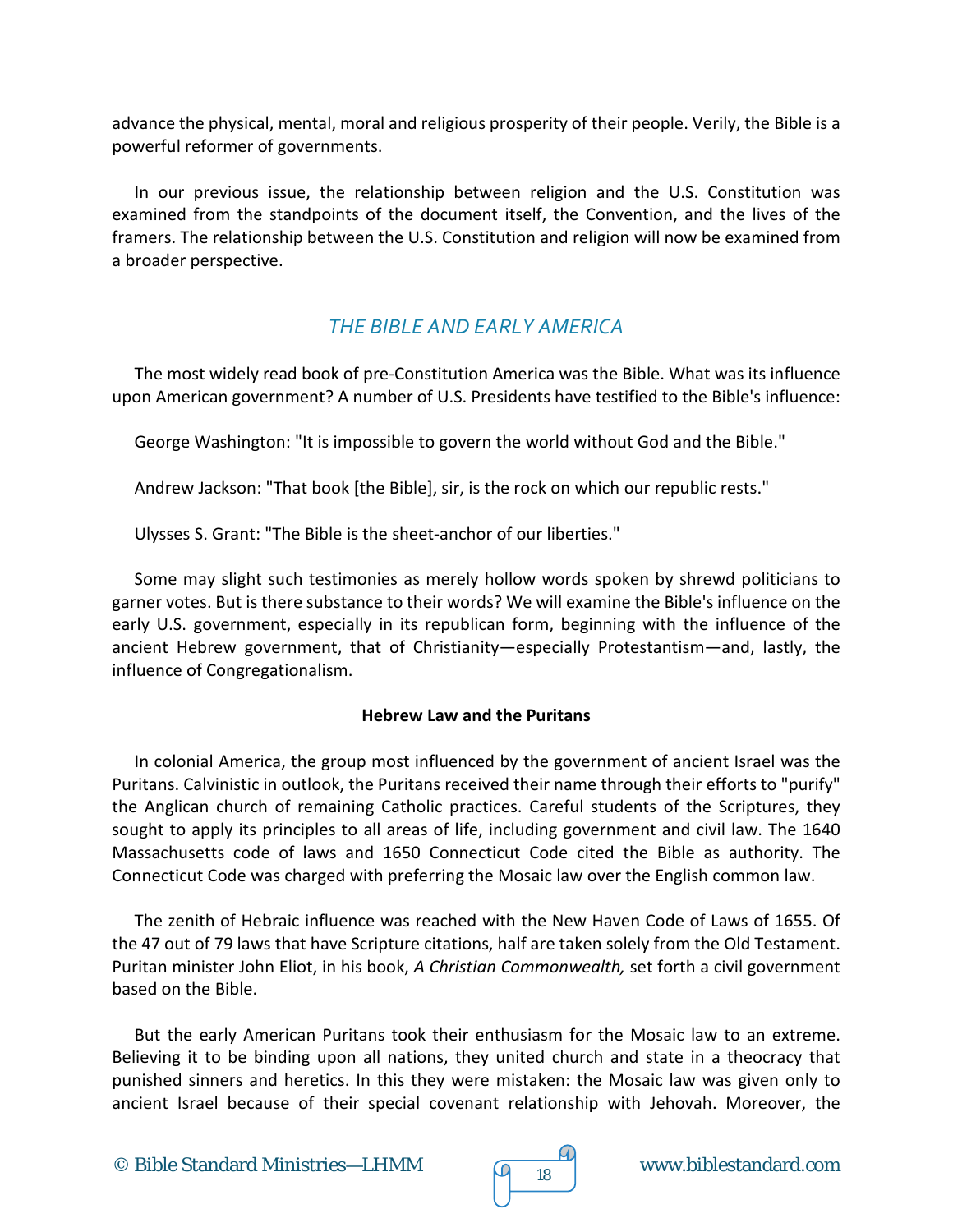advance the physical, mental, moral and religious prosperity of their people. Verily, the Bible is a powerful reformer of governments.

In our previous issue, the relationship between religion and the U.S. Constitution was examined from the standpoints of the document itself, the Convention, and the lives of the framers. The relationship between the U.S. Constitution and religion will now be examined from a broader perspective.

## *THE BIBLE AND EARLY AMERICA*

The most widely read book of pre-Constitution America was the Bible. What was its influence upon American government? A number of U.S. Presidents have testified to the Bible's influence:

George Washington: "It is impossible to govern the world without God and the Bible."

Andrew Jackson: "That book [the Bible], sir, is the rock on which our republic rests."

Ulysses S. Grant: "The Bible is the sheet-anchor of our liberties."

Some may slight such testimonies as merely hollow words spoken by shrewd politicians to garner votes. But is there substance to their words? We will examine the Bible's influence on the early U.S. government, especially in its republican form, beginning with the influence of the ancient Hebrew government, that of Christianity—especially Protestantism—and, lastly, the influence of Congregationalism.

### Hebrew Law and the Puritans

In colonial America, the group most influenced by the government of ancient Israel was the Puritans. Calvinistic in outlook, the Puritans received their name through their efforts to "purify" the Anglican church of remaining Catholic practices. Careful students of the Scriptures, they sought to apply its principles to all areas of life, including government and civil law. The 1640 Massachusetts code of laws and 1650 Connecticut Code cited the Bible as authority. The Connecticut Code was charged with preferring the Mosaic law over the English common law.

The zenith of Hebraic influence was reached with the New Haven Code of Laws of 1655. Of the 47 out of 79 laws that have Scripture citations, half are taken solely from the Old Testament. Puritan minister John Eliot, in his book, *A Christian Commonwealth,* set forth a civil government based on the Bible.

But the early American Puritans took their enthusiasm for the Mosaic law to an extreme. Believing it to be binding upon all nations, they united church and state in a theocracy that punished sinners and heretics. In this they were mistaken: the Mosaic law was given only to ancient Israel because of their special covenant relationship with Jehovah. Moreover, the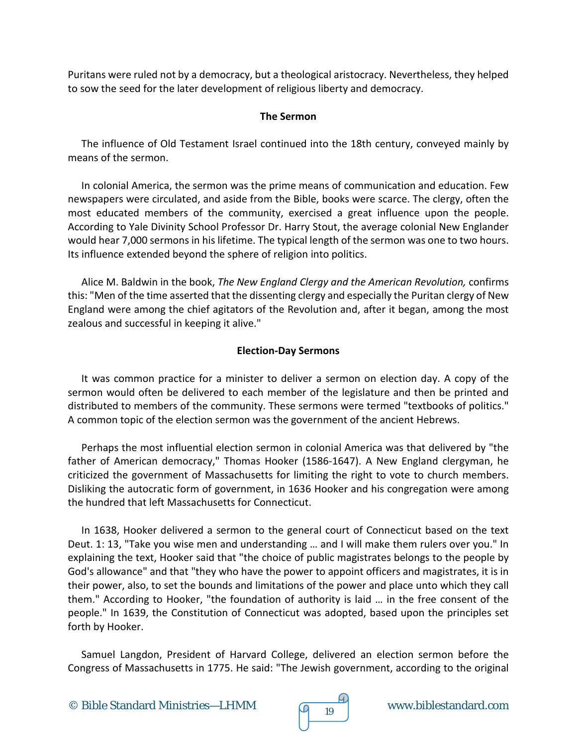Puritans were ruled not by a democracy, but a theological aristocracy. Nevertheless, they helped to sow the seed for the later development of religious liberty and democracy.

### The Sermon

The influence of Old Testament Israel continued into the 18th century, conveyed mainly by means of the sermon.

In colonial America, the sermon was the prime means of communication and education. Few newspapers were circulated, and aside from the Bible, books were scarce. The clergy, often the most educated members of the community, exercised a great influence upon the people. According to Yale Divinity School Professor Dr. Harry Stout, the average colonial New Englander would hear 7,000 sermons in his lifetime. The typical length of the sermon was one to two hours. Its influence extended beyond the sphere of religion into politics.

Alice M. Baldwin in the book, *The New England Clergy and the American Revolution,* confirms this: "Men of the time asserted that the dissenting clergy and especially the Puritan clergy of New England were among the chief agitators of the Revolution and, after it began, among the most zealous and successful in keeping it alive."

### Election-Day Sermons

It was common practice for a minister to deliver a sermon on election day. A copy of the sermon would often be delivered to each member of the legislature and then be printed and distributed to members of the community. These sermons were termed "textbooks of politics." A common topic of the election sermon was the government of the ancient Hebrews.

Perhaps the most influential election sermon in colonial America was that delivered by "the father of American democracy," Thomas Hooker (1586-1647). A New England clergyman, he criticized the government of Massachusetts for limiting the right to vote to church members. Disliking the autocratic form of government, in 1636 Hooker and his congregation were among the hundred that left Massachusetts for Connecticut.

In 1638, Hooker delivered a sermon to the general court of Connecticut based on the text Deut. 1: 13, "Take you wise men and understanding … and I will make them rulers over you." In explaining the text, Hooker said that "the choice of public magistrates belongs to the people by God's allowance" and that "they who have the power to appoint officers and magistrates, it is in their power, also, to set the bounds and limitations of the power and place unto which they call them." According to Hooker, "the foundation of authority is laid … in the free consent of the people." In 1639, the Constitution of Connecticut was adopted, based upon the principles set forth by Hooker.

Samuel Langdon, President of Harvard College, delivered an election sermon before the Congress of Massachusetts in 1775. He said: "The Jewish government, according to the original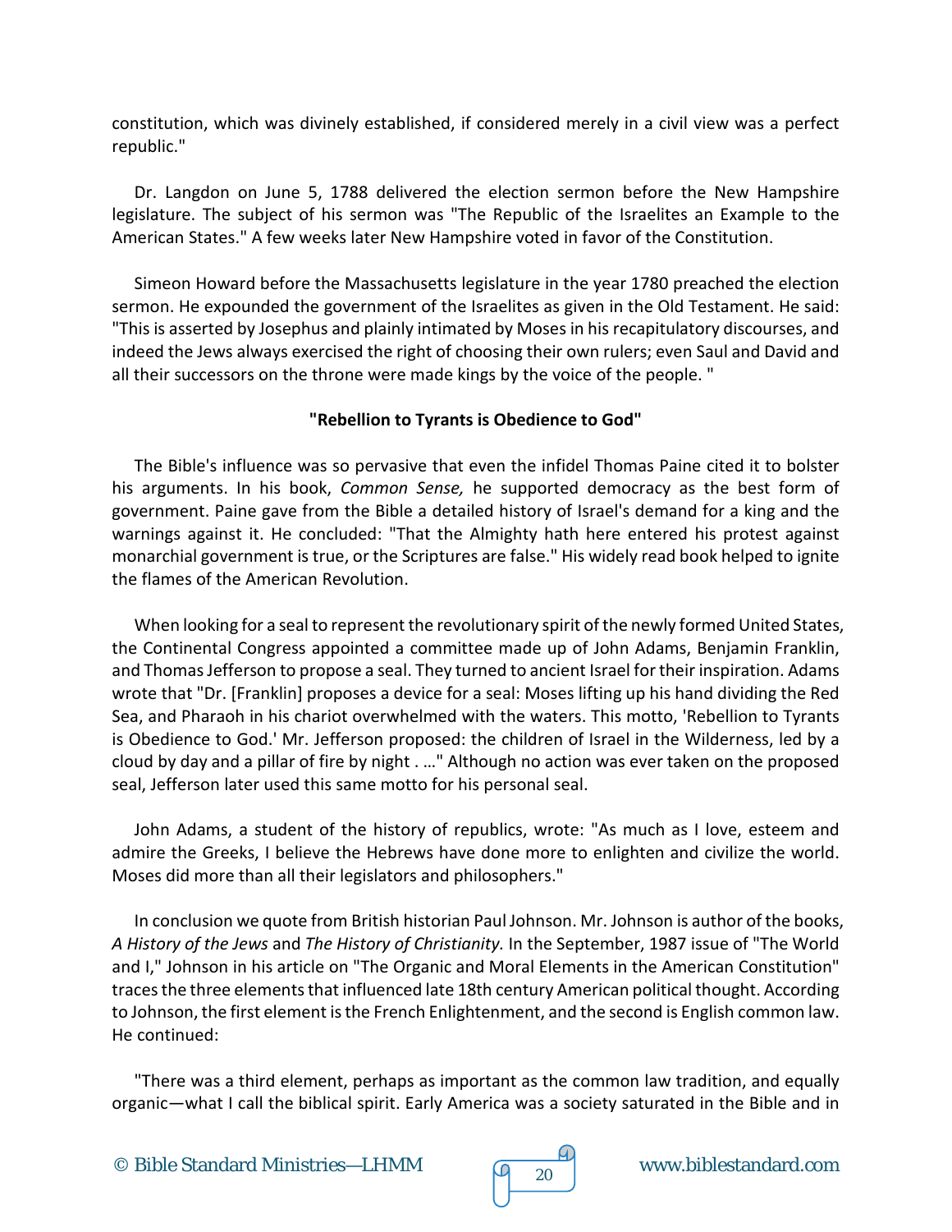constitution, which was divinely established, if considered merely in a civil view was a perfect republic."

Dr. Langdon on June 5, 1788 delivered the election sermon before the New Hampshire legislature. The subject of his sermon was "The Republic of the Israelites an Example to the American States." A few weeks later New Hampshire voted in favor of the Constitution.

Simeon Howard before the Massachusetts legislature in the year 1780 preached the election sermon. He expounded the government of the Israelites as given in the Old Testament. He said: "This is asserted by Josephus and plainly intimated by Moses in his recapitulatory discourses, and indeed the Jews always exercised the right of choosing their own rulers; even Saul and David and all their successors on the throne were made kings by the voice of the people. "

**"Rebellion to Tyrants is Obedience to God"**

The Bible's influence was so pervasive that even the infidel Thomas Paine cited it to bolster his arguments. In his book, *Common Sense,* he supported democracy as the best form of government. Paine gave from the Bible a detailed history of Israel's demand for a king and the warnings against it. He concluded: "That the Almighty hath here entered his protest against monarchial government is true, or the Scriptures are false." His widely read book helped to ignite the flames of the American Revolution.

When looking for a seal to represent the revolutionary spirit of the newly formed United States, the Continental Congress appointed a committee made up of John Adams, Benjamin Franklin, and Thomas Jefferson to propose a seal. They turned to ancient Israel for their inspiration. Adams wrote that "Dr. [Franklin] proposes a device for a seal: Moses lifting up his hand dividing the Red Sea, and Pharaoh in his chariot overwhelmed with the waters. This motto, 'Rebellion to Tyrants is Obedience to God.' Mr. Jefferson proposed: the children of Israel in the Wilderness, led by a cloud by day and a pillar of fire by night . …" Although no action was ever taken on the proposed seal, Jefferson later used this same motto for his personal seal.

John Adams, a student of the history of republics, wrote: "As much as I love, esteem and admire the Greeks, I believe the Hebrews have done more to enlighten and civilize the world. Moses did more than all their legislators and philosophers."

In conclusion we quote from British historian Paul Johnson. Mr. Johnson is author of the books, *A History of the Jews* and *The History of Christianity.* In the September, 1987 issue of "The World and I," Johnson in his article on "The Organic and Moral Elements in the American Constitution" traces the three elements that influenced late 18th century American political thought. According to Johnson, the first element is the French Enlightenment, and the second is English common law. He continued:

"There was a third element, perhaps as important as the common law tradition, and equally organic—what I call the biblical spirit. Early America was a society saturated in the Bible and in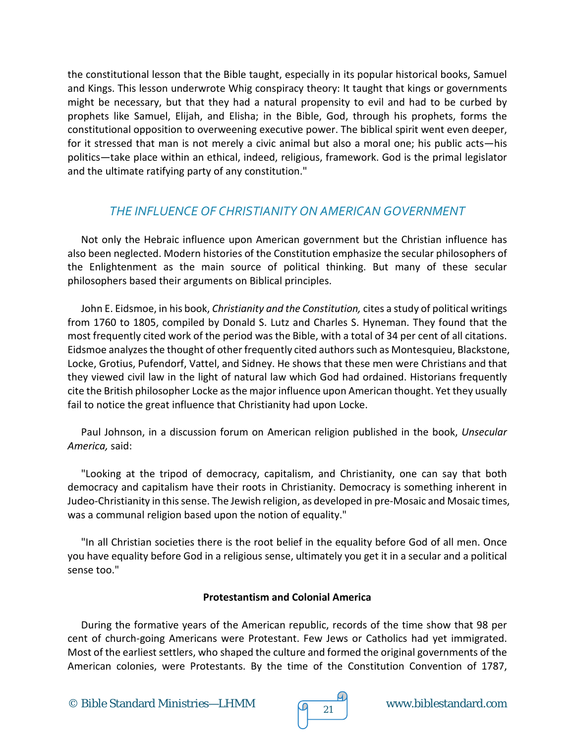the constitutional lesson that the Bible taught, especially in its popular historical books, Samuel and Kings. This lesson underwrote Whig conspiracy theory: It taught that kings or governments might be necessary, but that they had a natural propensity to evil and had to be curbed by prophets like Samuel, Elijah, and Elisha; in the Bible, God, through his prophets, forms the constitutional opposition to overweening executive power. The biblical spirit went even deeper, for it stressed that man is not merely a civic animal but also a moral one; his public acts—his politics—take place within an ethical, indeed, religious, framework. God is the primal legislator and the ultimate ratifying party of any constitution."

## *THE INFLUENCE OF CHRISTIANITY ON AMERICAN GOVERNMENT*

Not only the Hebraic influence upon American government but the Christian influence has also been neglected. Modern histories of the Constitution emphasize the secular philosophers of the Enlightenment as the main source of political thinking. But many of these secular philosophers based their arguments on Biblical principles.

John E. Eidsmoe, in his book, *Christianity and the Constitution,* cites a study of political writings from 1760 to 1805, compiled by Donald S. Lutz and Charles S. Hyneman. They found that the most frequently cited work of the period was the Bible, with a total of 34 per cent of all citations. Eidsmoe analyzes the thought of other frequently cited authors such as Montesquieu, Blackstone, Locke, Grotius, Pufendorf, Vattel, and Sidney. He shows that these men were Christians and that they viewed civil law in the light of natural law which God had ordained. Historians frequently cite the British philosopher Locke as the major influence upon American thought. Yet they usually fail to notice the great influence that Christianity had upon Locke.

Paul Johnson, in a discussion forum on American religion published in the book, *Unsecular America,* said:

"Looking at the tripod of democracy, capitalism, and Christianity, one can say that both democracy and capitalism have their roots in Christianity. Democracy is something inherent in Judeo-Christianity in this sense. The Jewish religion, as developed in pre-Mosaic and Mosaic times, was a communal religion based upon the notion of equality."

"In all Christian societies there is the root belief in the equality before God of all men. Once you have equality before God in a religious sense, ultimately you get it in a secular and a political sense too."

### Protestantism and Colonial America

During the formative years of the American republic, records of the time show that 98 per cent of church-going Americans were Protestant. Few Jews or Catholics had yet immigrated. Most of the earliest settlers, who shaped the culture and formed the original governments of the American colonies, were Protestants. By the time of the Constitution Convention of 1787,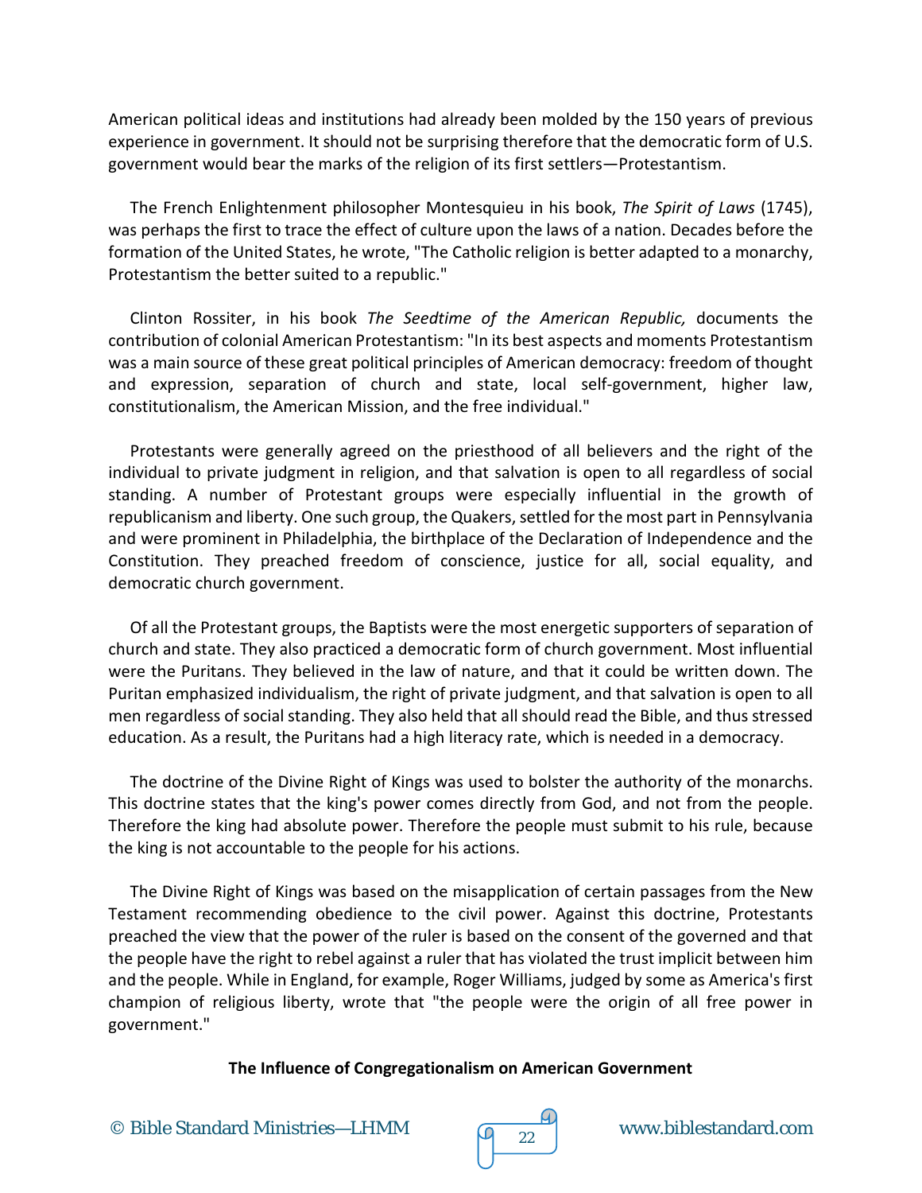American political ideas and institutions had already been molded by the 150 years of previous experience in government. It should not be surprising therefore that the democratic form of U.S. government would bear the marks of the religion of its first settlers—Protestantism.

The French Enlightenment philosopher Montesquieu in his book, *The Spirit of Laws* (1745), was perhaps the first to trace the effect of culture upon the laws of a nation. Decades before the formation of the United States, he wrote, "The Catholic religion is better adapted to a monarchy, Protestantism the better suited to a republic."

Clinton Rossiter, in his book *The Seedtime of the American Republic,* documents the contribution of colonial American Protestantism: "In its best aspects and moments Protestantism was a main source of these great political principles of American democracy: freedom of thought and expression, separation of church and state, local self-government, higher law, constitutionalism, the American Mission, and the free individual."

Protestants were generally agreed on the priesthood of all believers and the right of the individual to private judgment in religion, and that salvation is open to all regardless of social standing. A number of Protestant groups were especially influential in the growth of republicanism and liberty. One such group, the Quakers, settled for the most part in Pennsylvania and were prominent in Philadelphia, the birthplace of the Declaration of Independence and the Constitution. They preached freedom of conscience, justice for all, social equality, and democratic church government.

Of all the Protestant groups, the Baptists were the most energetic supporters of separation of church and state. They also practiced a democratic form of church government. Most influential were the Puritans. They believed in the law of nature, and that it could be written down. The Puritan emphasized individualism, the right of private judgment, and that salvation is open to all men regardless of social standing. They also held that all should read the Bible, and thus stressed education. As a result, the Puritans had a high literacy rate, which is needed in a democracy.

The doctrine of the Divine Right of Kings was used to bolster the authority of the monarchs. This doctrine states that the king's power comes directly from God, and not from the people. Therefore the king had absolute power. Therefore the people must submit to his rule, because the king is not accountable to the people for his actions.

The Divine Right of Kings was based on the misapplication of certain passages from the New Testament recommending obedience to the civil power. Against this doctrine, Protestants preached the view that the power of the ruler is based on the consent of the governed and that the people have the right to rebel against a ruler that has violated the trust implicit between him and the people. While in England, for example, Roger Williams, judged by some as America's first champion of religious liberty, wrote that "the people were the origin of all free power in government."

**The Influence of Congregationalism on American Government**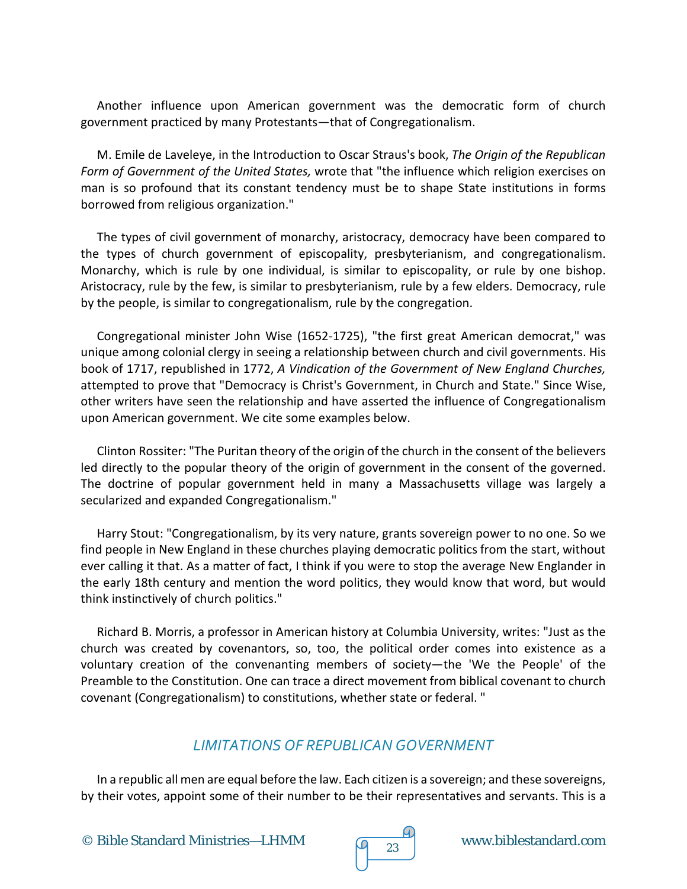Another influence upon American government was the democratic form of church government practiced by many Protestants—that of Congregationalism.

M. Emile de Laveleye, in the Introduction to Oscar Straus's book, *The Origin of the Republican Form of Government of the United States,* wrote that "the influence which religion exercises on man is so profound that its constant tendency must be to shape State institutions in forms borrowed from religious organization."

The types of civil government of monarchy, aristocracy, democracy have been compared to the types of church government of episcopality, presbyterianism, and congregationalism. Monarchy, which is rule by one individual, is similar to episcopality, or rule by one bishop. Aristocracy, rule by the few, is similar to presbyterianism, rule by a few elders. Democracy, rule by the people, is similar to congregationalism, rule by the congregation.

Congregational minister John Wise (1652-1725), "the first great American democrat," was unique among colonial clergy in seeing a relationship between church and civil governments. His book of 1717, republished in 1772, *A Vindication of the Government of New England Churches,* attempted to prove that "Democracy is Christ's Government, in Church and State." Since Wise, other writers have seen the relationship and have asserted the influence of Congregationalism upon American government. We cite some examples below.

Clinton Rossiter: "The Puritan theory of the origin of the church in the consent of the believers led directly to the popular theory of the origin of government in the consent of the governed. The doctrine of popular government held in many a Massachusetts village was largely a secularized and expanded Congregationalism."

Harry Stout: "Congregationalism, by its very nature, grants sovereign power to no one. So we find people in New England in these churches playing democratic politics from the start, without ever calling it that. As a matter of fact, I think if you were to stop the average New Englander in the early 18th century and mention the word politics, they would know that word, but would think instinctively of church politics."

Richard B. Morris, a professor in American history at Columbia University, writes: "Just as the church was created by covenantors, so, too, the political order comes into existence as a voluntary creation of the convenanting members of society—the 'We the People' of the Preamble to the Constitution. One can trace a direct movement from biblical covenant to church covenant (Congregationalism) to constitutions, whether state or federal. "

## LIMITATIONS OF REPUBLICAN GOVERNMENT

In a republic all men are equal before the law. Each citizen is a sovereign; and these sovereigns, by their votes, appoint some of their number to be their representatives and servants. This is a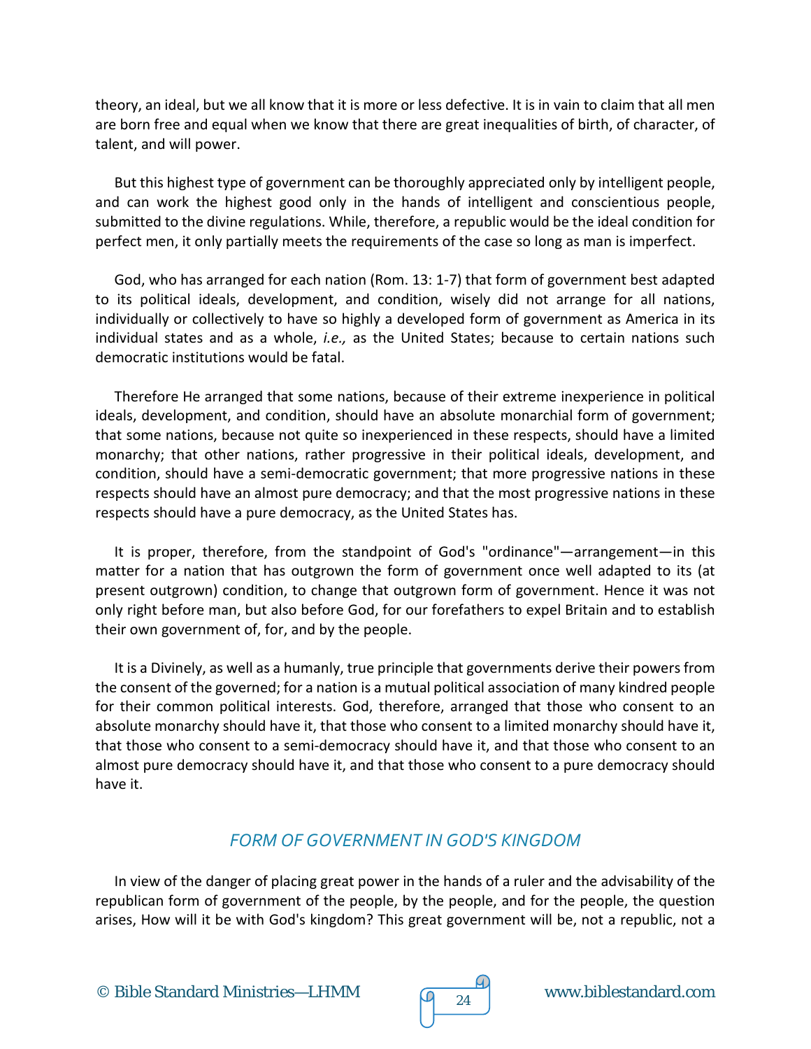theory, an ideal, but we all know that it is more or less defective. It is in vain to claim that all men are born free and equal when we know that there are great inequalities of birth, of character, of talent, and will power.

But this highest type of government can be thoroughly appreciated only by intelligent people, and can work the highest good only in the hands of intelligent and conscientious people, submitted to the divine regulations. While, therefore, a republic would be the ideal condition for perfect men, it only partially meets the requirements of the case so long as man is imperfect.

God, who has arranged for each nation (Rom. 13: 1-7) that form of government best adapted to its political ideals, development, and condition, wisely did not arrange for all nations, individually or collectively to have so highly a developed form of government as America in its individual states and as a whole, *i.e.,* as the United States; because to certain nations such democratic institutions would be fatal.

Therefore He arranged that some nations, because of their extreme inexperience in political ideals, development, and condition, should have an absolute monarchial form of government; that some nations, because not quite so inexperienced in these respects, should have a limited monarchy; that other nations, rather progressive in their political ideals, development, and condition, should have a semi-democratic government; that more progressive nations in these respects should have an almost pure democracy; and that the most progressive nations in these respects should have a pure democracy, as the United States has.

It is proper, therefore, from the standpoint of God's "ordinance"—arrangement—in this matter for a nation that has outgrown the form of government once well adapted to its (at present outgrown) condition, to change that outgrown form of government. Hence it was not only right before man, but also before God, for our forefathers to expel Britain and to establish their own government of, for, and by the people.

It is a Divinely, as well as a humanly, true principle that governments derive their powers from the consent of the governed; for a nation is a mutual political association of many kindred people for their common political interests. God, therefore, arranged that those who consent to an absolute monarchy should have it, that those who consent to a limited monarchy should have it, that those who consent to a semi-democracy should have it, and that those who consent to an almost pure democracy should have it, and that those who consent to a pure democracy should have it.

## *FORM OF GOVERNMENT IN GOD'S KINGDOM*

In view of the danger of placing great power in the hands of a ruler and the advisability of the republican form of government of the people, by the people, and for the people, the question arises, How will it be with God's kingdom? This great government will be, not a republic, not a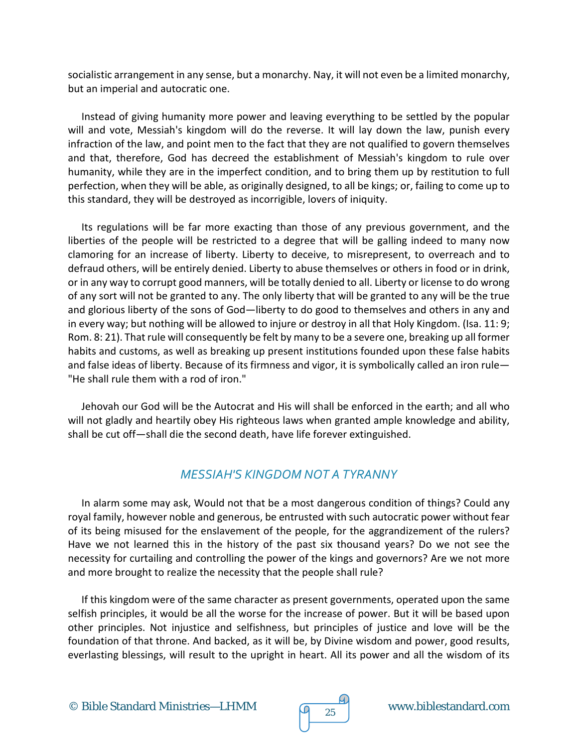socialistic arrangement in any sense, but a monarchy. Nay, it will not even be a limited monarchy, but an imperial and autocratic one.

Instead of giving humanity more power and leaving everything to be settled by the popular will and vote, Messiah's kingdom will do the reverse. It will lay down the law, punish every infraction of the law, and point men to the fact that they are not qualified to govern themselves and that, therefore, God has decreed the establishment of Messiah's kingdom to rule over humanity, while they are in the imperfect condition, and to bring them up by restitution to full perfection, when they will be able, as originally designed, to all be kings; or, failing to come up to this standard, they will be destroyed as incorrigible, lovers of iniquity.

Its regulations will be far more exacting than those of any previous government, and the liberties of the people will be restricted to a degree that will be galling indeed to many now clamoring for an increase of liberty. Liberty to deceive, to misrepresent, to overreach and to defraud others, will be entirely denied. Liberty to abuse themselves or others in food or in drink, or in any way to corrupt good manners, will be totally denied to all. Liberty or license to do wrong of any sort will not be granted to any. The only liberty that will be granted to any will be the true and glorious liberty of the sons of God—liberty to do good to themselves and others in any and in every way; but nothing will be allowed to injure or destroy in all that Holy Kingdom. (Isa. 11: 9; Rom. 8: 21). That rule will consequently be felt by many to be a severe one, breaking up all former habits and customs, as well as breaking up present institutions founded upon these false habits and false ideas of liberty. Because of its firmness and vigor, it is symbolically called an iron rule—"He shall rule them with a rod of iron."

Jehovah our God will be the Autocrat and His will shall be enforced in the earth; and all who will not gladly and heartily obey His righteous laws when granted ample knowledge and ability, shall be cut off—shall die the second death, have life forever extinguished.

## *MESSIAH'S KINGDOM NOT A TYRANNY*

In alarm some may ask, Would not that be a most dangerous condition of things? Could any royal family, however noble and generous, be entrusted with such autocratic power without fear of its being misused for the enslavement of the people, for the aggrandizement of the rulers? Have we not learned this in the history of the past six thousand years? Do we not see the necessity for curtailing and controlling the power of the kings and governors? Are we not more and more brought to realize the necessity that the people shall rule?

If this kingdom were of the same character as present governments, operated upon the same selfish principles, it would be all the worse for the increase of power. But it will be based upon other principles. Not injustice and selfishness, but principles of justice and love will be the foundation of that throne. And backed, as it will be, by Divine wisdom and power, good results, everlasting blessings, will result to the upright in heart. All its power and all the wisdom of its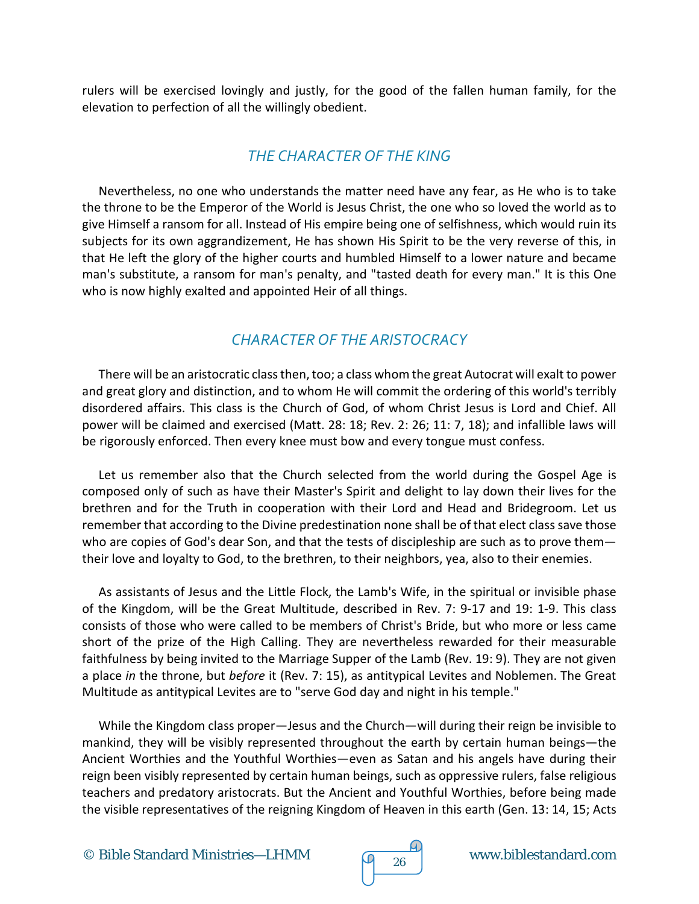rulers will be exercised lovingly and justly, for the good of the fallen human family, for the elevation to perfection of all the willingly obedient.

## *THE CHARACTER OF THE KING*

Nevertheless, no one who understands the matter need have any fear, as He who is to take the throne to be the Emperor of the World is Jesus Christ, the one who so loved the world as to give Himself a ransom for all. Instead of His empire being one of selfishness, which would ruin its subjects for its own aggrandizement, He has shown His Spirit to be the very reverse of this, in that He left the glory of the higher courts and humbled Himself to a lower nature and became man's substitute, a ransom for man's penalty, and "tasted death for every man." It is this One who is now highly exalted and appointed Heir of all things.

## *CHARACTER OF THE ARISTOCRACY*

There will be an aristocratic class then, too; a class whom the great Autocrat will exalt to power and great glory and distinction, and to whom He will commit the ordering of this world's terribly disordered affairs. This class is the Church of God, of whom Christ Jesus is Lord and Chief. All power will be claimed and exercised (Matt. 28: 18; Rev. 2: 26; 11: 7, 18); and infallible laws will be rigorously enforced. Then every knee must bow and every tongue must confess.

Let us remember also that the Church selected from the world during the Gospel Age is composed only of such as have their Master's Spirit and delight to lay down their lives for the brethren and for the Truth in cooperation with their Lord and Head and Bridegroom. Let us remember that according to the Divine predestination none shall be of that elect class save those who are copies of God's dear Son, and that the tests of discipleship are such as to prove them—their love and loyalty to God, to the brethren, to their neighbors, yea, also to their enemies.

As assistants of Jesus and the Little Flock, the Lamb's Wife, in the spiritual or invisible phase of the Kingdom, will be the Great Multitude, described in Rev. 7: 9-17 and 19: 1-9. This class consists of those who were called to be members of Christ's Bride, but who more or less came short of the prize of the High Calling. They are nevertheless rewarded for their measurable faithfulness by being invited to the Marriage Supper of the Lamb (Rev. 19: 9). They are not given a place *in* the throne, but *before* it (Rev. 7: 15), as antitypical Levites and Noblemen. The Great Multitude as antitypical Levites are to "serve God day and night in his temple."

While the Kingdom class proper—Jesus and the Church—will during their reign be invisible to mankind, they will be visibly represented throughout the earth by certain human beings—the Ancient Worthies and the Youthful Worthies—even as Satan and his angels have during their reign been visibly represented by certain human beings, such as oppressive rulers, false religious teachers and predatory aristocrats. But the Ancient and Youthful Worthies, before being made the visible representatives of the reigning Kingdom of Heaven in this earth (Gen. 13: 14, 15; Acts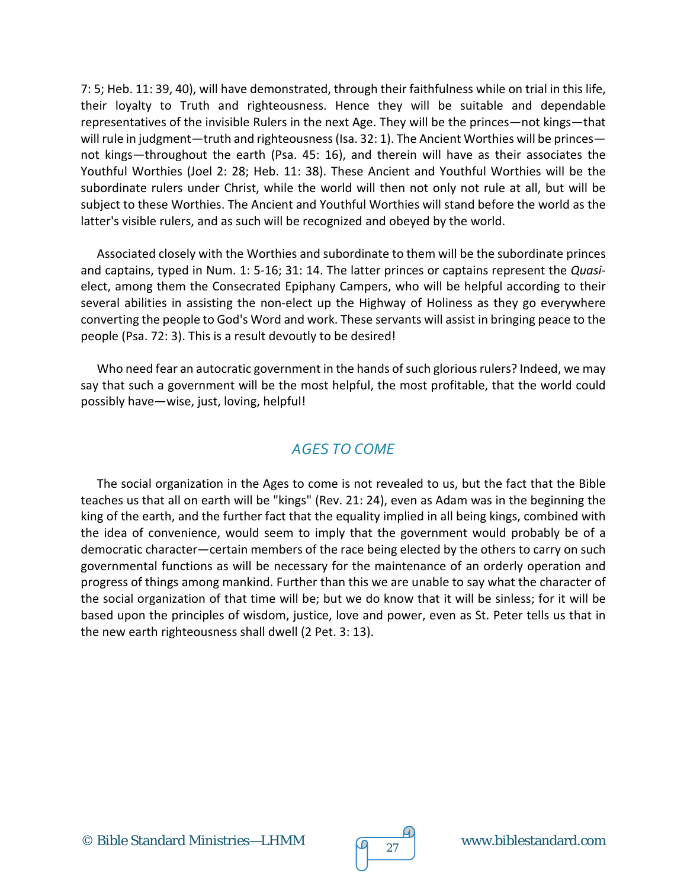7: 5; Heb. 11: 39, 40), will have demonstrated, through their faithfulness while on trial in this life, their loyalty to Truth and righteousness. Hence they will be suitable and dependable representatives of the invisible Rulers in the next Age. They will be the princes—not kings—that will rule in judgment—truth and righteousness (Isa. 32: 1). The Ancient Worthies will be princes—not kings—throughout the earth (Psa. 45: 16), and therein will have as their associates the Youthful Worthies (Joel 2: 28; Heb. 11: 38). These Ancient and Youthful Worthies will be the subordinate rulers under Christ, while the world will then not only not rule at all, but will be subject to these Worthies. The Ancient and Youthful Worthies will stand before the world as the latter's visible rulers, and as such will be recognized and obeyed by the world.

Associated closely with the Worthies and subordinate to them will be the subordinate princes and captains, typed in Num. 1: 5-16; 31: 14. The latter princes or captains represent the *Quasi*-elect, among them the Consecrated Epiphany Campers, who will be helpful according to their several abilities in assisting the non-elect up the Highway of Holiness as they go everywhere converting the people to God's Word and work. These servants will assist in bringing peace to the people (Psa. 72: 3). This is a result devoutly to be desired!

Who need fear an autocratic government in the hands of such glorious rulers? Indeed, we may say that such a government will be the most helpful, the most profitable, that the world could possibly have—wise, just, loving, helpful!

## *AGES TO COME*

The social organization in the Ages to come is not revealed to us, but the fact that the Bible teaches us that all on earth will be "kings" (Rev. 21: 24), even as Adam was in the beginning the king of the earth, and the further fact that the equality implied in all being kings, combined with the idea of convenience, would seem to imply that the government would probably be of a democratic character—certain members of the race being elected by the others to carry on such governmental functions as will be necessary for the maintenance of an orderly operation and progress of things among mankind. Further than this we are unable to say what the character of the social organization of that time will be; but we do know that it will be sinless; for it will be based upon the principles of wisdom, justice, love and power, even as St. Peter tells us that in the new earth righteousness shall dwell (2 Pet. 3: 13).